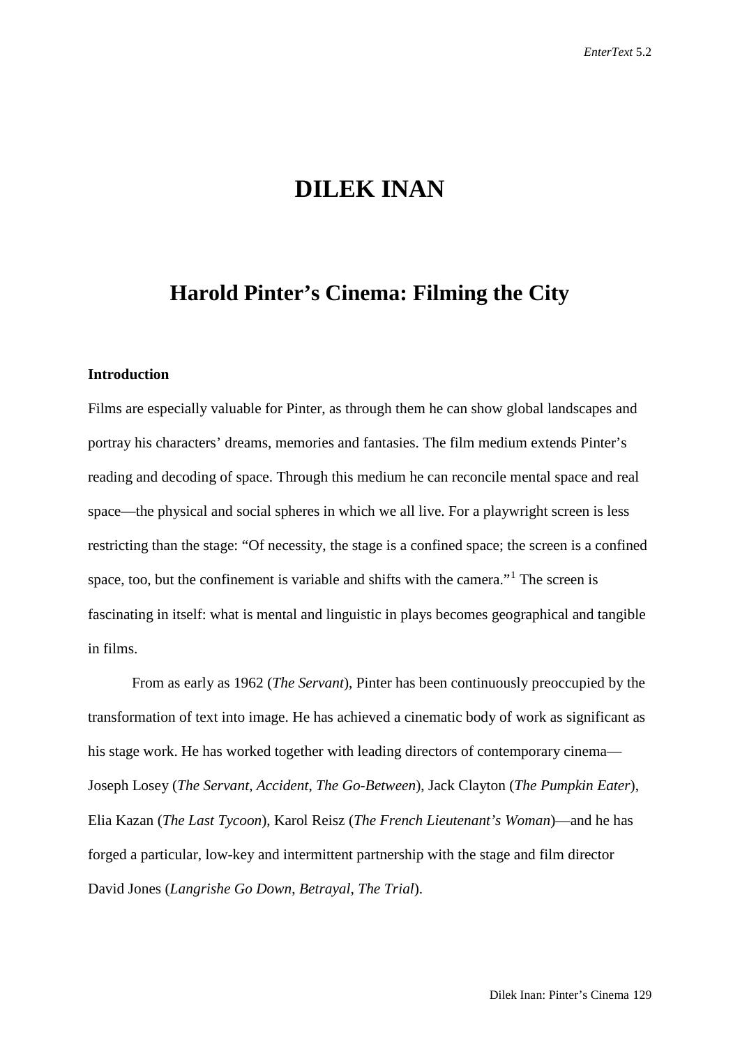# DILEK INAN

## Harold Pinter's Cinema: Filming the City

### Introduction

Films are especially valuable for Pinter, as through them he can show global landscapes and portray his characters' dreams, memories and fantasies. The film medium extends Pinter's reading and decoding of space. Through this medium he can reconcile mental space and real space—the physical and social spheres in which we all live. For a playwright screen is less restricting than the stage: "Of necessity, the stage is a confined space; the screen is a confined space, too, but the confinement is variable and shifts with the camera."[1] The screen is fascinating in itself: what is mental and linguistic in plays becomes geographical and tangible in films.

From as early as 1962 (*The Servant*), Pinter has been continuously preoccupied by the transformation of text into image. He has achieved a cinematic body of work as significant as his stage work. He has worked together with leading directors of contemporary cinema—Joseph Losey (*The Servant*, *Accident*, *The Go-Between*), Jack Clayton (*The Pumpkin Eater*), Elia Kazan (*The Last Tycoon*), Karol Reisz (*The French Lieutenant's Woman*)—and he has forged a particular, low-key and intermittent partnership with the stage and film director David Jones (*Langrishe Go Down*, *Betrayal*, *The Trial*).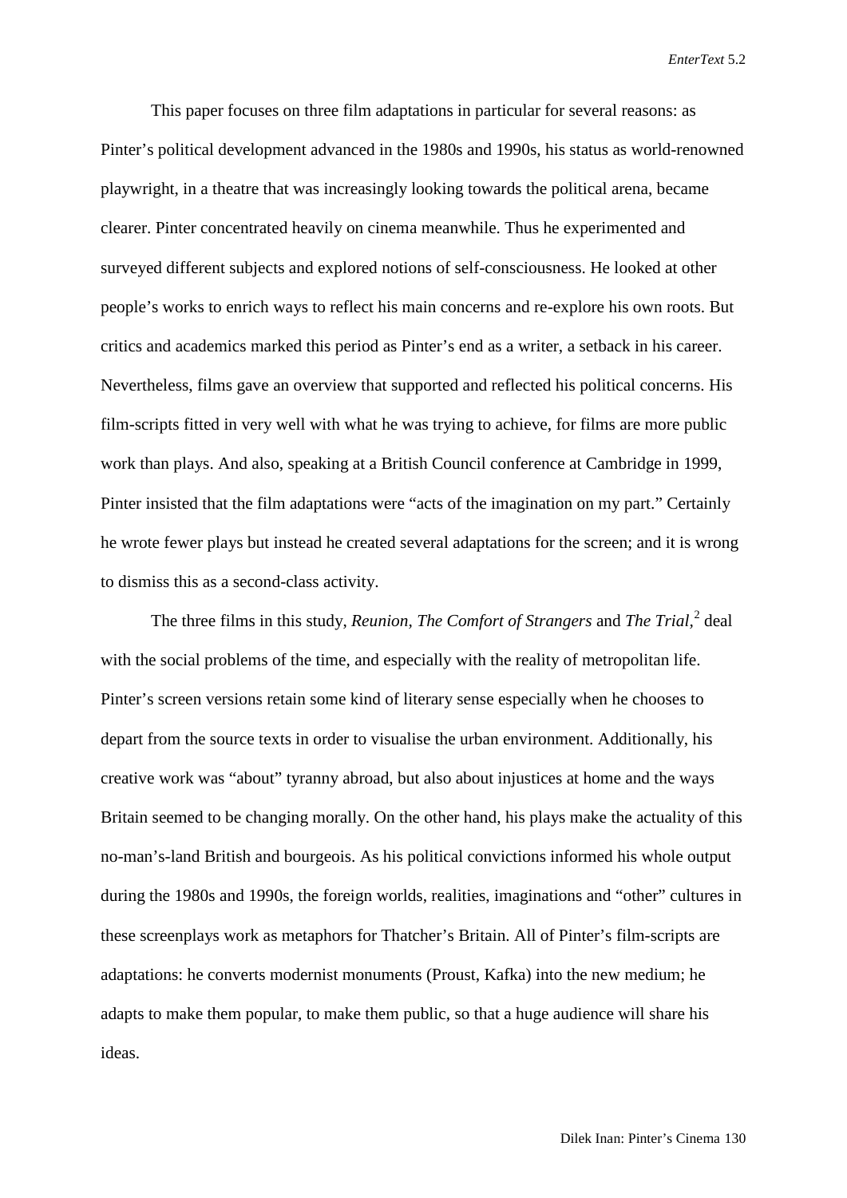This paper focuses on three film adaptations in particular for several reasons: as Pinter's political development advanced in the 1980s and 1990s, his status as world-renowned playwright, in a theatre that was increasingly looking towards the political arena, became clearer. Pinter concentrated heavily on cinema meanwhile. Thus he experimented and surveyed different subjects and explored notions of self-consciousness. He looked at other people's works to enrich ways to reflect his main concerns and re-explore his own roots. But critics and academics marked this period as Pinter's end as a writer, a setback in his career. Nevertheless, films gave an overview that supported and reflected his political concerns. His film-scripts fitted in very well with what he was trying to achieve, for films are more public work than plays. And also, speaking at a British Council conference at Cambridge in 1999, Pinter insisted that the film adaptations were "acts of the imagination on my part." Certainly he wrote fewer plays but instead he created several adaptations for the screen; and it is wrong to dismiss this as a second-class activity.

The three films in this study, *Reunion*, *The Comfort of Strangers* and *The Trial*,[2] deal with the social problems of the time, and especially with the reality of metropolitan life. Pinter's screen versions retain some kind of literary sense especially when he chooses to depart from the source texts in order to visualise the urban environment. Additionally, his creative work was "about" tyranny abroad, but also about injustices at home and the ways Britain seemed to be changing morally. On the other hand, his plays make the actuality of this no-man's-land British and bourgeois. As his political convictions informed his whole output during the 1980s and 1990s, the foreign worlds, realities, imaginations and "other" cultures in these screenplays work as metaphors for Thatcher's Britain. All of Pinter's film-scripts are adaptations: he converts modernist monuments (Proust, Kafka) into the new medium; he adapts to make them popular, to make them public, so that a huge audience will share his ideas.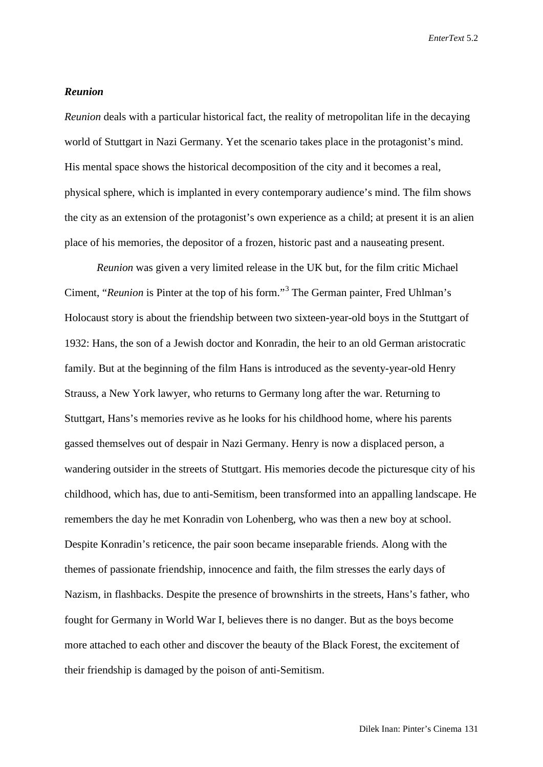### *Reunion*

*Reunion* deals with a particular historical fact, the reality of metropolitan life in the decaying world of Stuttgart in Nazi Germany. Yet the scenario takes place in the protagonist's mind. His mental space shows the historical decomposition of the city and it becomes a real, physical sphere, which is implanted in every contemporary audience's mind. The film shows the city as an extension of the protagonist's own experience as a child; at present it is an alien place of his memories, the depositor of a frozen, historic past and a nauseating present.

*Reunion* was given a very limited release in the UK but, for the film critic Michael Ciment, "*Reunion* is Pinter at the top of his form."[3] The German painter, Fred Uhlman's Holocaust story is about the friendship between two sixteen-year-old boys in the Stuttgart of 1932: Hans, the son of a Jewish doctor and Konradin, the heir to an old German aristocratic family. But at the beginning of the film Hans is introduced as the seventy-year-old Henry Strauss, a New York lawyer, who returns to Germany long after the war. Returning to Stuttgart, Hans's memories revive as he looks for his childhood home, where his parents gassed themselves out of despair in Nazi Germany. Henry is now a displaced person, a wandering outsider in the streets of Stuttgart. His memories decode the picturesque city of his childhood, which has, due to anti-Semitism, been transformed into an appalling landscape. He remembers the day he met Konradin von Lohenberg, who was then a new boy at school. Despite Konradin's reticence, the pair soon became inseparable friends. Along with the themes of passionate friendship, innocence and faith, the film stresses the early days of Nazism, in flashbacks. Despite the presence of brownshirts in the streets, Hans's father, who fought for Germany in World War I, believes there is no danger. But as the boys become more attached to each other and discover the beauty of the Black Forest, the excitement of their friendship is damaged by the poison of anti-Semitism.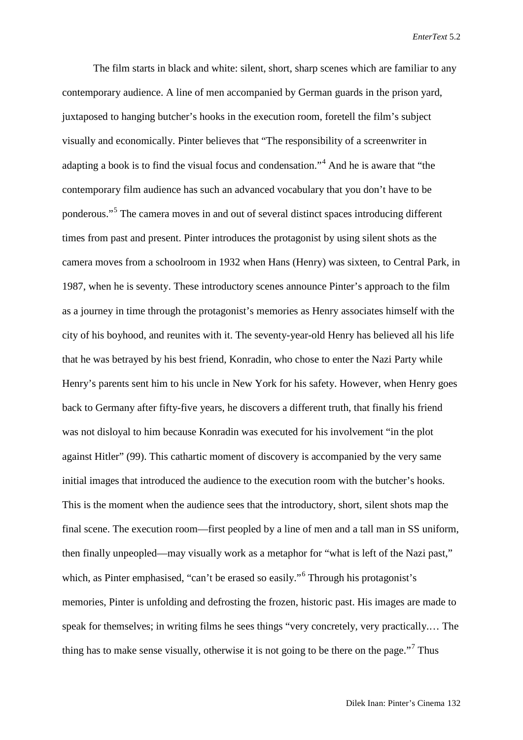The film starts in black and white: silent, short, sharp scenes which are familiar to any contemporary audience. A line of men accompanied by German guards in the prison yard, juxtaposed to hanging butcher's hooks in the execution room, foretell the film's subject visually and economically. Pinter believes that "The responsibility of a screenwriter in adapting a book is to find the visual focus and condensation."[4] And he is aware that "the contemporary film audience has such an advanced vocabulary that you don't have to be ponderous."[5] The camera moves in and out of several distinct spaces introducing different times from past and present. Pinter introduces the protagonist by using silent shots as the camera moves from a schoolroom in 1932 when Hans (Henry) was sixteen, to Central Park, in 1987, when he is seventy. These introductory scenes announce Pinter's approach to the film as a journey in time through the protagonist's memories as Henry associates himself with the city of his boyhood, and reunites with it. The seventy-year-old Henry has believed all his life that he was betrayed by his best friend, Konradin, who chose to enter the Nazi Party while Henry's parents sent him to his uncle in New York for his safety. However, when Henry goes back to Germany after fifty-five years, he discovers a different truth, that finally his friend was not disloyal to him because Konradin was executed for his involvement "in the plot against Hitler" (99). This cathartic moment of discovery is accompanied by the very same initial images that introduced the audience to the execution room with the butcher's hooks. This is the moment when the audience sees that the introductory, short, silent shots map the final scene. The execution room—first peopled by a line of men and a tall man in SS uniform, then finally unpeopled—may visually work as a metaphor for "what is left of the Nazi past," which, as Pinter emphasised, "can't be erased so easily."[6] Through his protagonist's memories, Pinter is unfolding and defrosting the frozen, historic past. His images are made to speak for themselves; in writing films he sees things "very concretely, very practically.… The thing has to make sense visually, otherwise it is not going to be there on the page."[7] Thus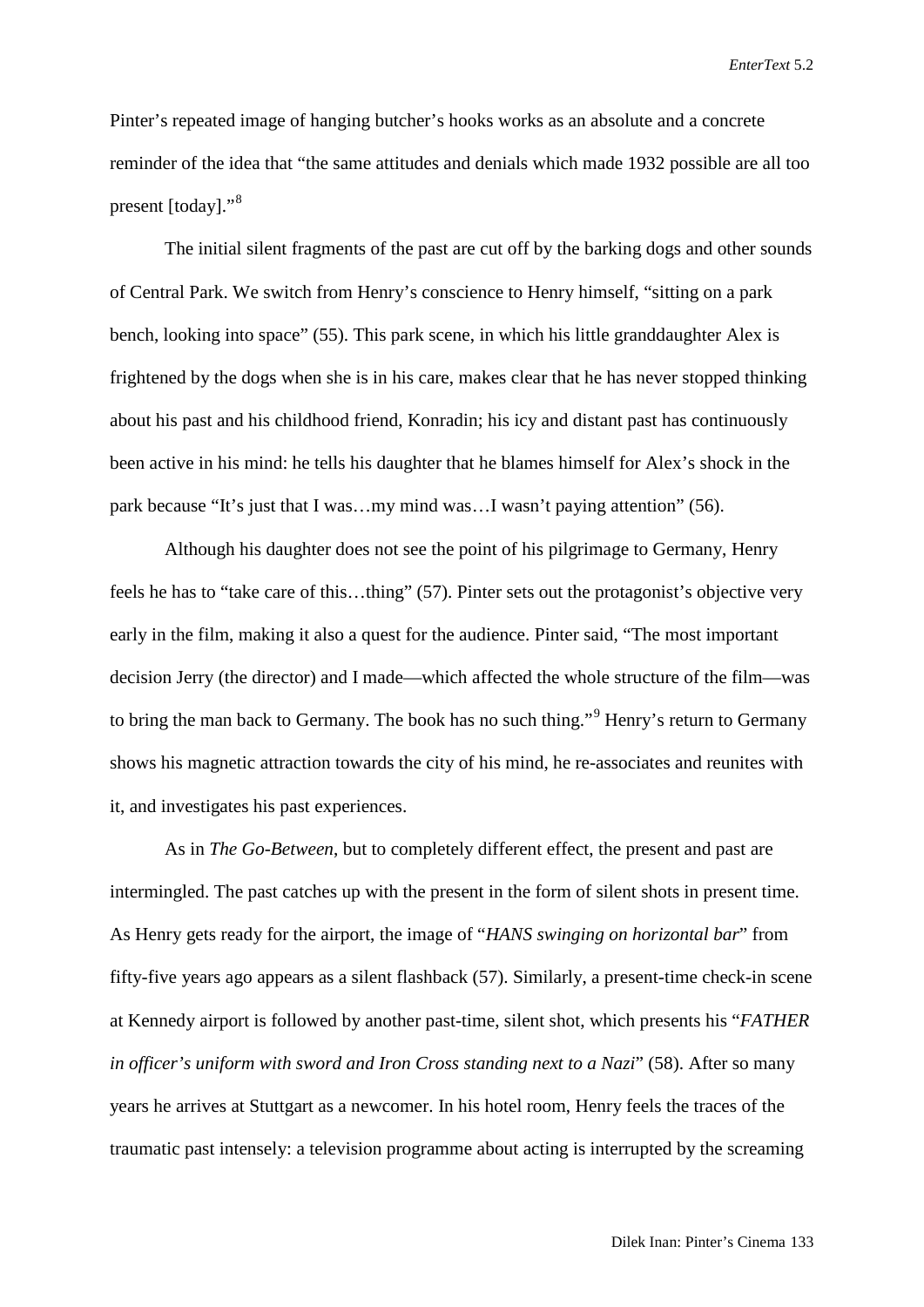Pinter's repeated image of hanging butcher's hooks works as an absolute and a concrete reminder of the idea that "the same attitudes and denials which made 1932 possible are all too present [today]."[8]

The initial silent fragments of the past are cut off by the barking dogs and other sounds of Central Park. We switch from Henry's conscience to Henry himself, "sitting on a park bench, looking into space" (55). This park scene, in which his little granddaughter Alex is frightened by the dogs when she is in his care, makes clear that he has never stopped thinking about his past and his childhood friend, Konradin; his icy and distant past has continuously been active in his mind: he tells his daughter that he blames himself for Alex's shock in the park because "It's just that I was…my mind was…I wasn't paying attention" (56).

Although his daughter does not see the point of his pilgrimage to Germany, Henry feels he has to "take care of this…thing" (57). Pinter sets out the protagonist's objective very early in the film, making it also a quest for the audience. Pinter said, "The most important decision Jerry (the director) and I made—which affected the whole structure of the film—was to bring the man back to Germany. The book has no such thing."[9] Henry's return to Germany shows his magnetic attraction towards the city of his mind, he re-associates and reunites with it, and investigates his past experiences.

As in *The Go-Between*, but to completely different effect, the present and past are intermingled. The past catches up with the present in the form of silent shots in present time. As Henry gets ready for the airport, the image of "*HANS swinging on horizontal bar*" from fifty-five years ago appears as a silent flashback (57). Similarly, a present-time check-in scene at Kennedy airport is followed by another past-time, silent shot, which presents his "*FATHER in officer's uniform with sword and Iron Cross standing next to a Nazi*" (58). After so many years he arrives at Stuttgart as a newcomer. In his hotel room, Henry feels the traces of the traumatic past intensely: a television programme about acting is interrupted by the screaming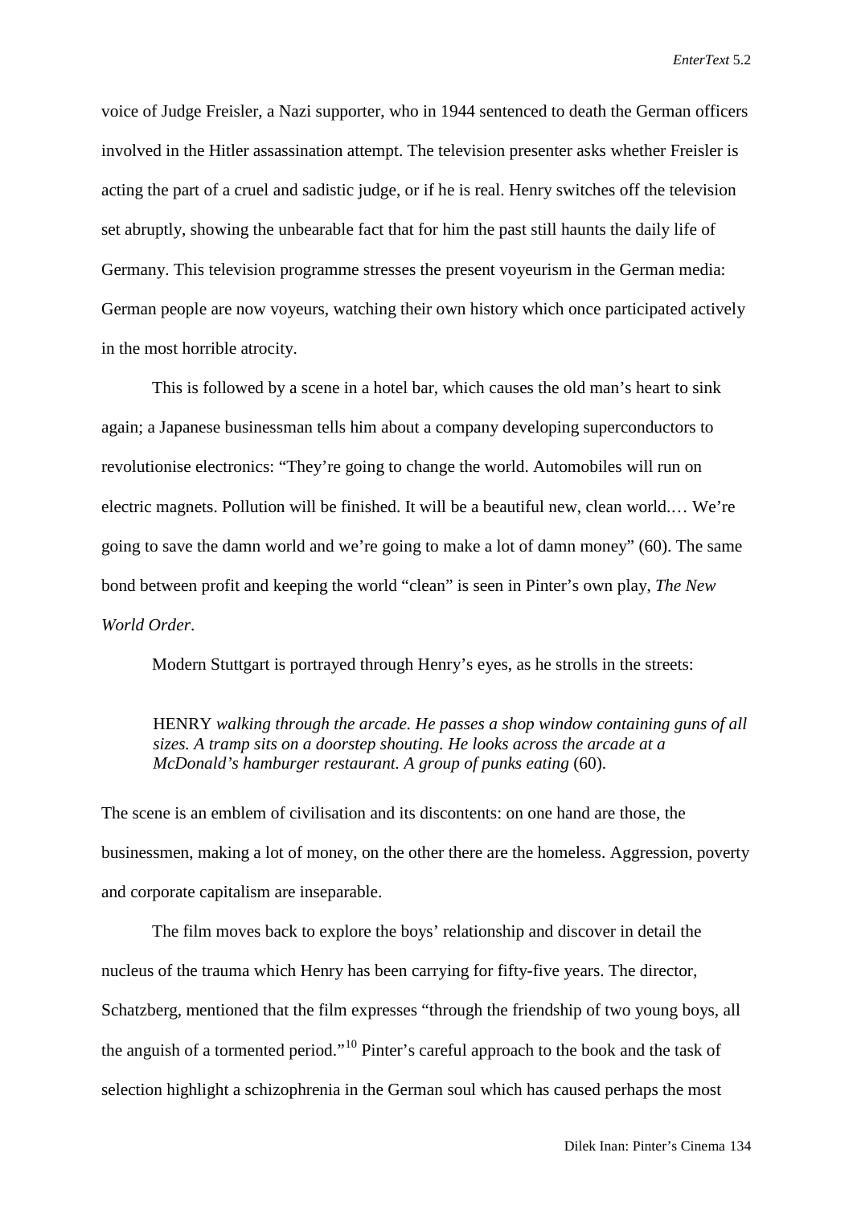voice of Judge Freisler, a Nazi supporter, who in 1944 sentenced to death the German officers involved in the Hitler assassination attempt. The television presenter asks whether Freisler is acting the part of a cruel and sadistic judge, or if he is real. Henry switches off the television set abruptly, showing the unbearable fact that for him the past still haunts the daily life of Germany. This television programme stresses the present voyeurism in the German media: German people are now voyeurs, watching their own history which once participated actively in the most horrible atrocity.

This is followed by a scene in a hotel bar, which causes the old man's heart to sink again; a Japanese businessman tells him about a company developing superconductors to revolutionise electronics: "They're going to change the world. Automobiles will run on electric magnets. Pollution will be finished. It will be a beautiful new, clean world.… We're going to save the damn world and we're going to make a lot of damn money" (60). The same bond between profit and keeping the world "clean" is seen in Pinter's own play, *The New World Order*.

Modern Stuttgart is portrayed through Henry's eyes, as he strolls in the streets:

> HENRY *walking through the arcade. He passes a shop window containing guns of all sizes. A tramp sits on a doorstep shouting. He looks across the arcade at a McDonald's hamburger restaurant. A group of punks eating* (60).

The scene is an emblem of civilisation and its discontents: on one hand are those, the businessmen, making a lot of money, on the other there are the homeless. Aggression, poverty and corporate capitalism are inseparable.

The film moves back to explore the boys' relationship and discover in detail the nucleus of the trauma which Henry has been carrying for fifty-five years. The director, Schatzberg, mentioned that the film expresses "through the friendship of two young boys, all the anguish of a tormented period."[10] Pinter's careful approach to the book and the task of selection highlight a schizophrenia in the German soul which has caused perhaps the most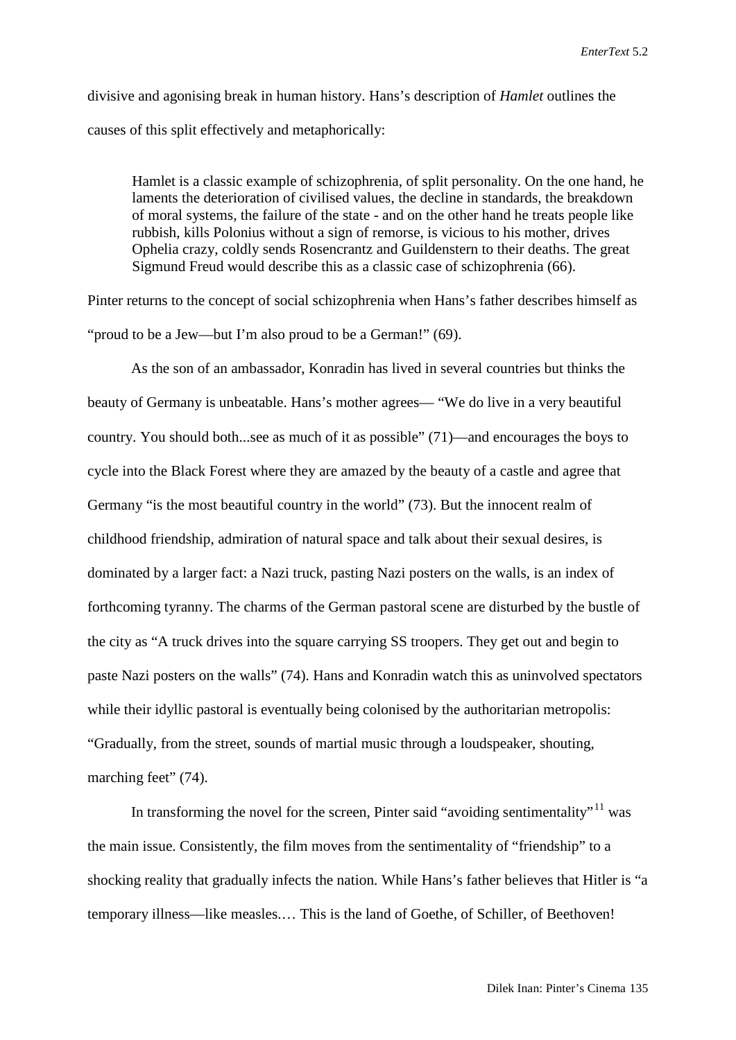divisive and agonising break in human history. Hans's description of *Hamlet* outlines the causes of this split effectively and metaphorically:

> Hamlet is a classic example of schizophrenia, of split personality. On the one hand, he laments the deterioration of civilised values, the decline in standards, the breakdown of moral systems, the failure of the state - and on the other hand he treats people like rubbish, kills Polonius without a sign of remorse, is vicious to his mother, drives Ophelia crazy, coldly sends Rosencrantz and Guildenstern to their deaths. The great Sigmund Freud would describe this as a classic case of schizophrenia (66).

Pinter returns to the concept of social schizophrenia when Hans's father describes himself as "proud to be a Jew—but I'm also proud to be a German!" (69).

As the son of an ambassador, Konradin has lived in several countries but thinks the beauty of Germany is unbeatable. Hans's mother agrees— "We do live in a very beautiful country. You should both...see as much of it as possible" (71)—and encourages the boys to cycle into the Black Forest where they are amazed by the beauty of a castle and agree that Germany "is the most beautiful country in the world" (73). But the innocent realm of childhood friendship, admiration of natural space and talk about their sexual desires, is dominated by a larger fact: a Nazi truck, pasting Nazi posters on the walls, is an index of forthcoming tyranny. The charms of the German pastoral scene are disturbed by the bustle of the city as "A truck drives into the square carrying SS troopers. They get out and begin to paste Nazi posters on the walls" (74). Hans and Konradin watch this as uninvolved spectators while their idyllic pastoral is eventually being colonised by the authoritarian metropolis: "Gradually, from the street, sounds of martial music through a loudspeaker, shouting, marching feet" (74).

In transforming the novel for the screen, Pinter said "avoiding sentimentality"[11] was the main issue. Consistently, the film moves from the sentimentality of "friendship" to a shocking reality that gradually infects the nation. While Hans's father believes that Hitler is "a temporary illness—like measles.… This is the land of Goethe, of Schiller, of Beethoven!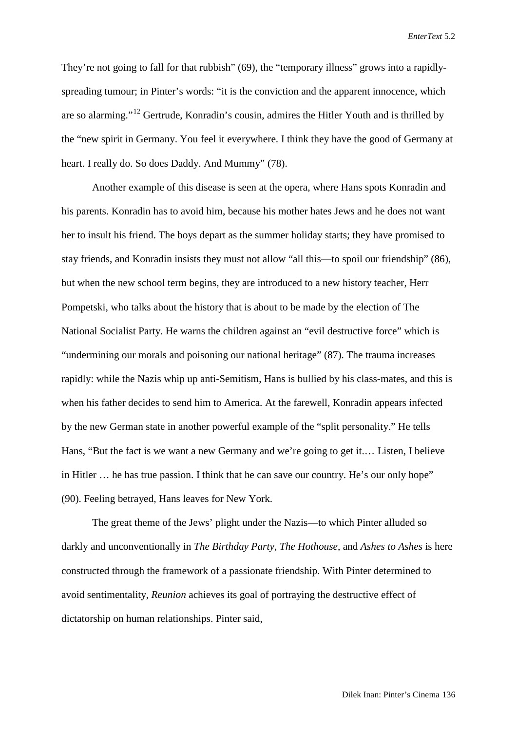They're not going to fall for that rubbish" (69), the "temporary illness" grows into a rapidly-spreading tumour; in Pinter's words: "it is the conviction and the apparent innocence, which are so alarming."[12] Gertrude, Konradin's cousin, admires the Hitler Youth and is thrilled by the "new spirit in Germany. You feel it everywhere. I think they have the good of Germany at heart. I really do. So does Daddy. And Mummy" (78).

Another example of this disease is seen at the opera, where Hans spots Konradin and his parents. Konradin has to avoid him, because his mother hates Jews and he does not want her to insult his friend. The boys depart as the summer holiday starts; they have promised to stay friends, and Konradin insists they must not allow "all this—to spoil our friendship" (86), but when the new school term begins, they are introduced to a new history teacher, Herr Pompetski, who talks about the history that is about to be made by the election of The National Socialist Party. He warns the children against an "evil destructive force" which is "undermining our morals and poisoning our national heritage" (87). The trauma increases rapidly: while the Nazis whip up anti-Semitism, Hans is bullied by his class-mates, and this is when his father decides to send him to America. At the farewell, Konradin appears infected by the new German state in another powerful example of the "split personality." He tells Hans, "But the fact is we want a new Germany and we're going to get it.… Listen, I believe in Hitler … he has true passion. I think that he can save our country. He's our only hope" (90). Feeling betrayed, Hans leaves for New York.

The great theme of the Jews' plight under the Nazis—to which Pinter alluded so darkly and unconventionally in *The Birthday Party*, *The Hothouse*, and *Ashes to Ashes* is here constructed through the framework of a passionate friendship. With Pinter determined to avoid sentimentality, *Reunion* achieves its goal of portraying the destructive effect of dictatorship on human relationships. Pinter said,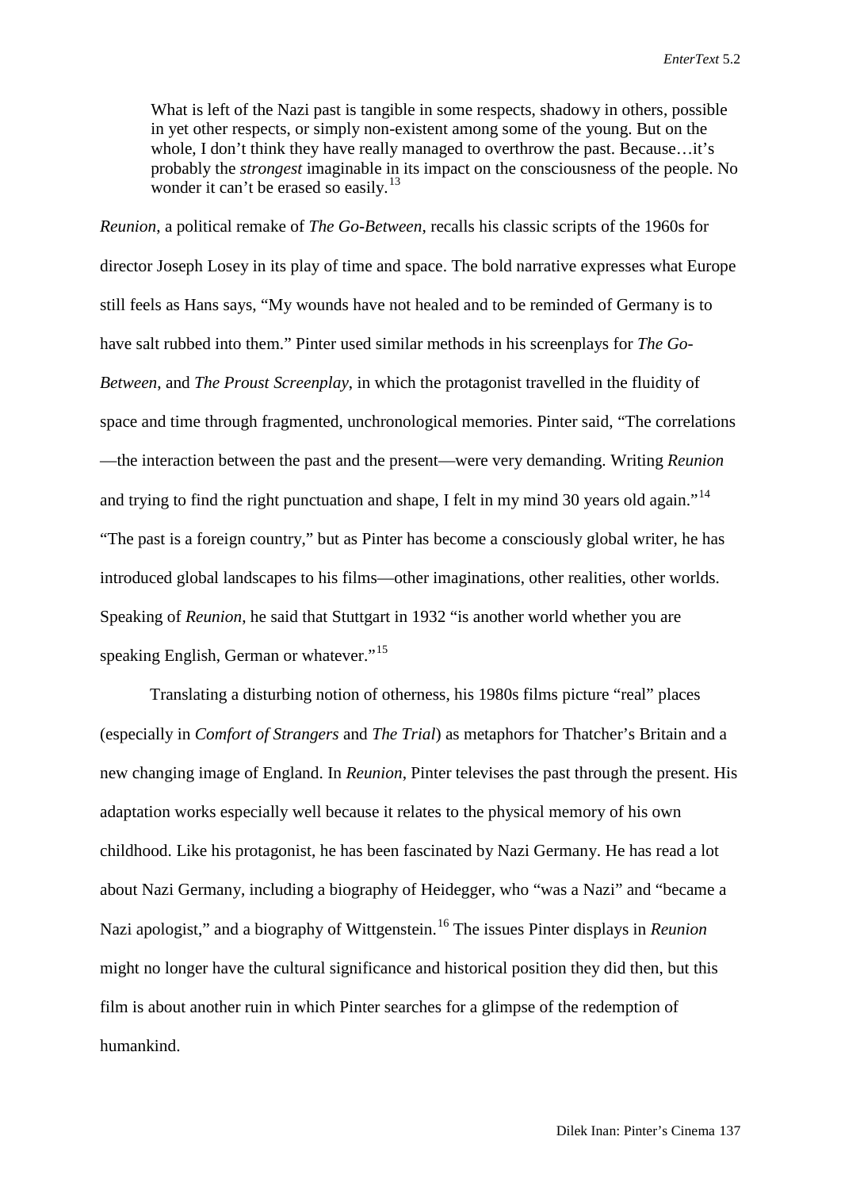> What is left of the Nazi past is tangible in some respects, shadowy in others, possible in yet other respects, or simply non-existent among some of the young. But on the whole, I don't think they have really managed to overthrow the past. Because…it's probably the *strongest* imaginable in its impact on the consciousness of the people. No wonder it can't be erased so easily.[13]

*Reunion*, a political remake of *The Go-Between*, recalls his classic scripts of the 1960s for director Joseph Losey in its play of time and space. The bold narrative expresses what Europe still feels as Hans says, "My wounds have not healed and to be reminded of Germany is to have salt rubbed into them." Pinter used similar methods in his screenplays for *The Go-Between*, and *The Proust Screenplay*, in which the protagonist travelled in the fluidity of space and time through fragmented, unchronological memories. Pinter said, "The correlations—the interaction between the past and the present—were very demanding. Writing *Reunion* and trying to find the right punctuation and shape, I felt in my mind 30 years old again."[14] "The past is a foreign country," but as Pinter has become a consciously global writer, he has introduced global landscapes to his films—other imaginations, other realities, other worlds. Speaking of *Reunion*, he said that Stuttgart in 1932 "is another world whether you are speaking English, German or whatever."[15]

Translating a disturbing notion of otherness, his 1980s films picture "real" places (especially in *Comfort of Strangers* and *The Trial*) as metaphors for Thatcher's Britain and a new changing image of England. In *Reunion*, Pinter televises the past through the present. His adaptation works especially well because it relates to the physical memory of his own childhood. Like his protagonist, he has been fascinated by Nazi Germany. He has read a lot about Nazi Germany, including a biography of Heidegger, who "was a Nazi" and "became a Nazi apologist," and a biography of Wittgenstein.[16] The issues Pinter displays in *Reunion* might no longer have the cultural significance and historical position they did then, but this film is about another ruin in which Pinter searches for a glimpse of the redemption of humankind.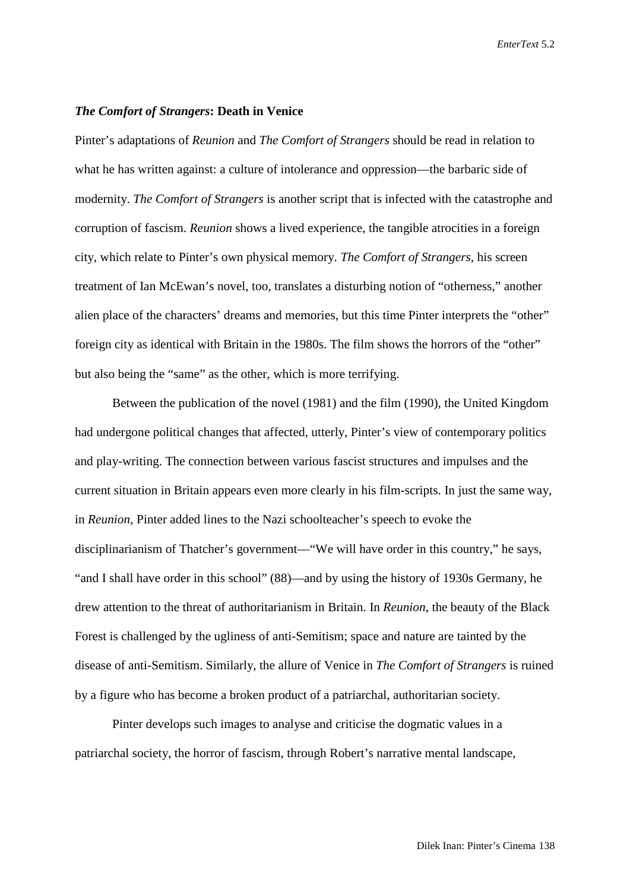### *The Comfort of Strangers*: Death in Venice

Pinter's adaptations of *Reunion* and *The Comfort of Strangers* should be read in relation to what he has written against: a culture of intolerance and oppression—the barbaric side of modernity. *The Comfort of Strangers* is another script that is infected with the catastrophe and corruption of fascism. *Reunion* shows a lived experience, the tangible atrocities in a foreign city, which relate to Pinter's own physical memory. *The Comfort of Strangers*, his screen treatment of Ian McEwan's novel, too, translates a disturbing notion of "otherness," another alien place of the characters' dreams and memories, but this time Pinter interprets the "other" foreign city as identical with Britain in the 1980s. The film shows the horrors of the "other" but also being the "same" as the other, which is more terrifying.

Between the publication of the novel (1981) and the film (1990), the United Kingdom had undergone political changes that affected, utterly, Pinter's view of contemporary politics and play-writing. The connection between various fascist structures and impulses and the current situation in Britain appears even more clearly in his film-scripts. In just the same way, in *Reunion*, Pinter added lines to the Nazi schoolteacher's speech to evoke the disciplinarianism of Thatcher's government—"We will have order in this country," he says, "and I shall have order in this school" (88)—and by using the history of 1930s Germany, he drew attention to the threat of authoritarianism in Britain. In *Reunion*, the beauty of the Black Forest is challenged by the ugliness of anti-Semitism; space and nature are tainted by the disease of anti-Semitism. Similarly, the allure of Venice in *The Comfort of Strangers* is ruined by a figure who has become a broken product of a patriarchal, authoritarian society.

Pinter develops such images to analyse and criticise the dogmatic values in a patriarchal society, the horror of fascism, through Robert's narrative mental landscape,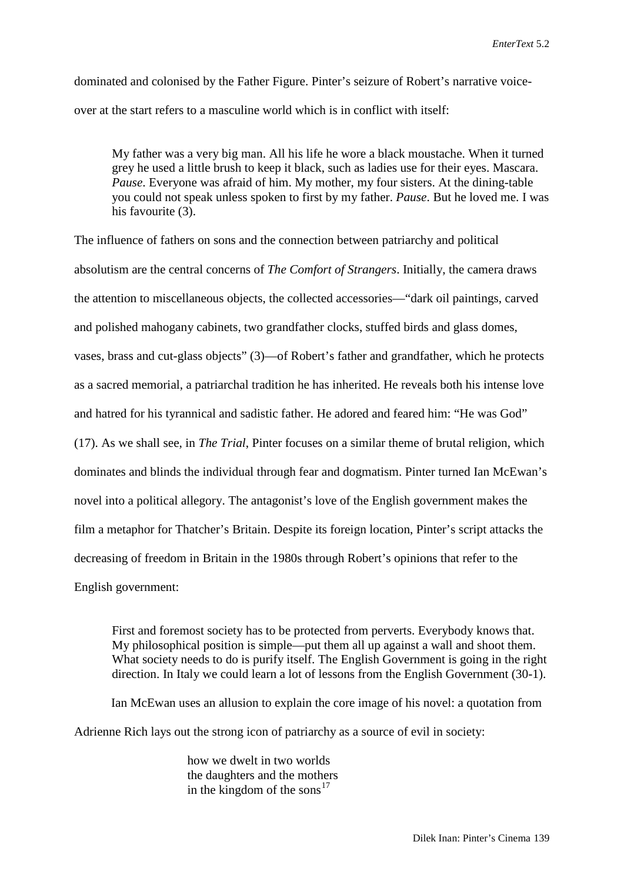dominated and colonised by the Father Figure. Pinter's seizure of Robert's narrative voice-over at the start refers to a masculine world which is in conflict with itself:

> My father was a very big man. All his life he wore a black moustache. When it turned grey he used a little brush to keep it black, such as ladies use for their eyes. Mascara. *Pause*. Everyone was afraid of him. My mother, my four sisters. At the dining-table you could not speak unless spoken to first by my father. *Pause*. But he loved me. I was his favourite (3).

The influence of fathers on sons and the connection between patriarchy and political absolutism are the central concerns of *The Comfort of Strangers*. Initially, the camera draws the attention to miscellaneous objects, the collected accessories—"dark oil paintings, carved and polished mahogany cabinets, two grandfather clocks, stuffed birds and glass domes, vases, brass and cut-glass objects" (3)—of Robert's father and grandfather, which he protects as a sacred memorial, a patriarchal tradition he has inherited. He reveals both his intense love and hatred for his tyrannical and sadistic father. He adored and feared him: "He was God" (17). As we shall see, in *The Trial*, Pinter focuses on a similar theme of brutal religion, which dominates and blinds the individual through fear and dogmatism. Pinter turned Ian McEwan's novel into a political allegory. The antagonist's love of the English government makes the film a metaphor for Thatcher's Britain. Despite its foreign location, Pinter's script attacks the decreasing of freedom in Britain in the 1980s through Robert's opinions that refer to the English government:

> First and foremost society has to be protected from perverts. Everybody knows that. My philosophical position is simple—put them all up against a wall and shoot them. What society needs to do is purify itself. The English Government is going in the right direction. In Italy we could learn a lot of lessons from the English Government (30-1).

Ian McEwan uses an allusion to explain the core image of his novel: a quotation from Adrienne Rich lays out the strong icon of patriarchy as a source of evil in society:

> how we dwelt in two worlds
> the daughters and the mothers
> in the kingdom of the sons[17]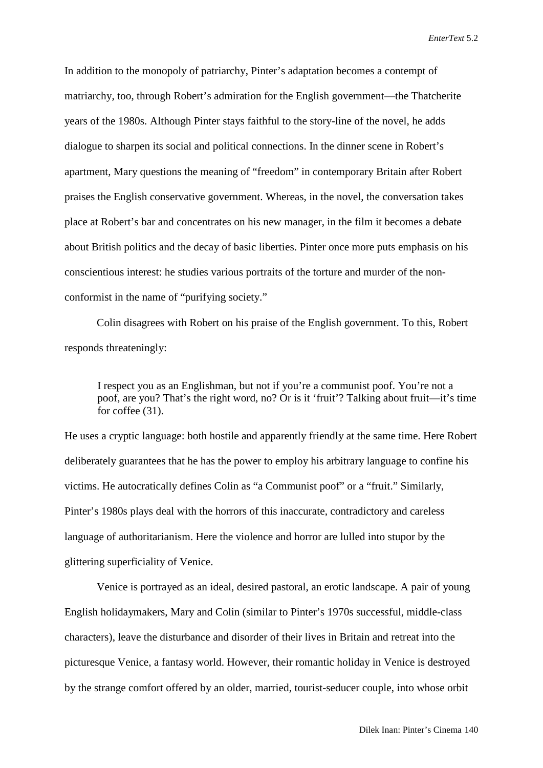In addition to the monopoly of patriarchy, Pinter's adaptation becomes a contempt of matriarchy, too, through Robert's admiration for the English government—the Thatcherite years of the 1980s. Although Pinter stays faithful to the story-line of the novel, he adds dialogue to sharpen its social and political connections. In the dinner scene in Robert's apartment, Mary questions the meaning of "freedom" in contemporary Britain after Robert praises the English conservative government. Whereas, in the novel, the conversation takes place at Robert's bar and concentrates on his new manager, in the film it becomes a debate about British politics and the decay of basic liberties. Pinter once more puts emphasis on his conscientious interest: he studies various portraits of the torture and murder of the non-conformist in the name of "purifying society."

Colin disagrees with Robert on his praise of the English government. To this, Robert responds threateningly:

> I respect you as an Englishman, but not if you're a communist poof. You're not a poof, are you? That's the right word, no? Or is it 'fruit'? Talking about fruit—it's time for coffee (31).

He uses a cryptic language: both hostile and apparently friendly at the same time. Here Robert deliberately guarantees that he has the power to employ his arbitrary language to confine his victims. He autocratically defines Colin as "a Communist poof" or a "fruit." Similarly, Pinter's 1980s plays deal with the horrors of this inaccurate, contradictory and careless language of authoritarianism. Here the violence and horror are lulled into stupor by the glittering superficiality of Venice.

Venice is portrayed as an ideal, desired pastoral, an erotic landscape. A pair of young English holidaymakers, Mary and Colin (similar to Pinter's 1970s successful, middle-class characters), leave the disturbance and disorder of their lives in Britain and retreat into the picturesque Venice, a fantasy world. However, their romantic holiday in Venice is destroyed by the strange comfort offered by an older, married, tourist-seducer couple, into whose orbit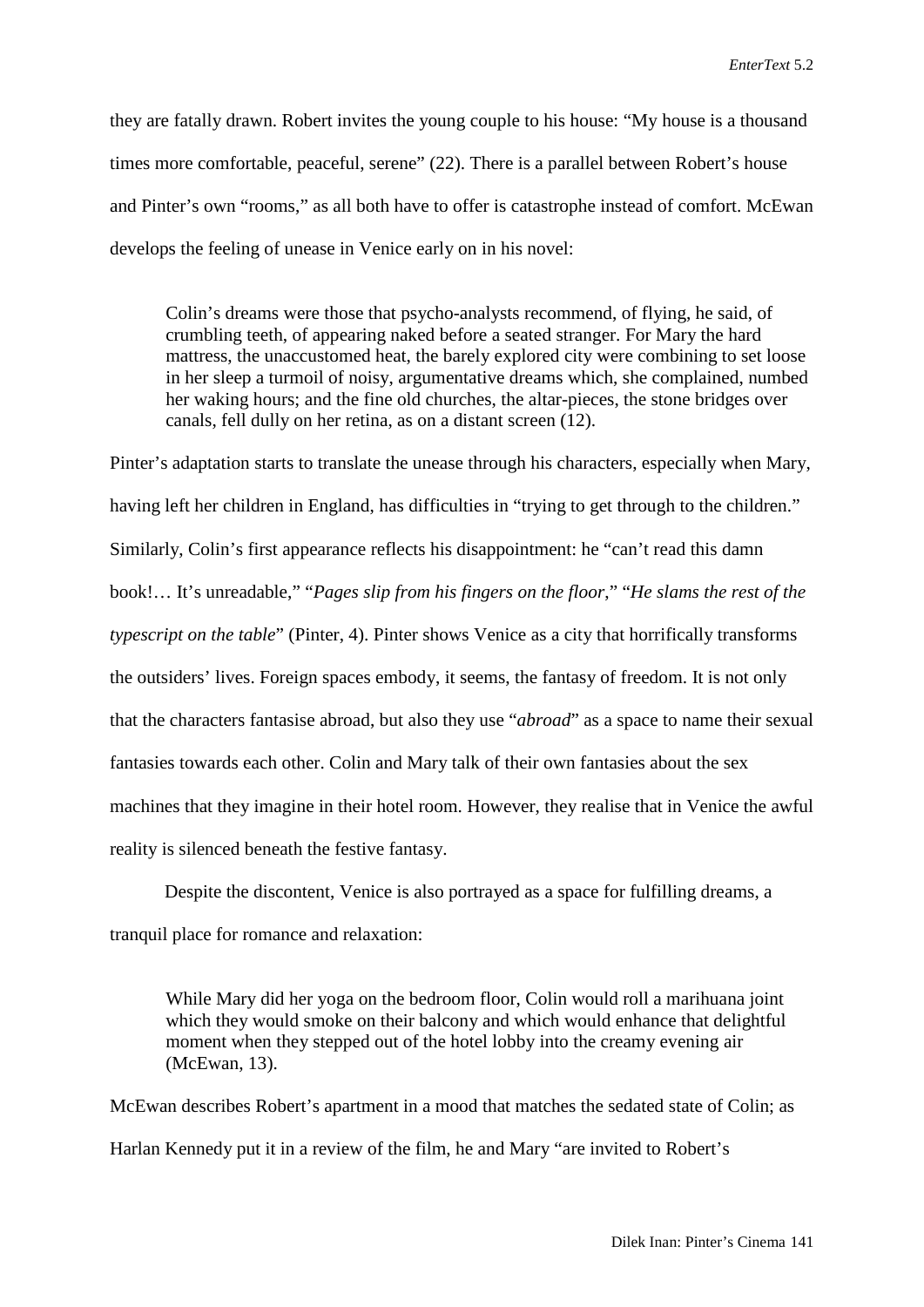they are fatally drawn. Robert invites the young couple to his house: "My house is a thousand times more comfortable, peaceful, serene" (22). There is a parallel between Robert's house and Pinter's own "rooms," as all both have to offer is catastrophe instead of comfort. McEwan develops the feeling of unease in Venice early on in his novel:

> Colin's dreams were those that psycho-analysts recommend, of flying, he said, of crumbling teeth, of appearing naked before a seated stranger. For Mary the hard mattress, the unaccustomed heat, the barely explored city were combining to set loose in her sleep a turmoil of noisy, argumentative dreams which, she complained, numbed her waking hours; and the fine old churches, the altar-pieces, the stone bridges over canals, fell dully on her retina, as on a distant screen (12).

Pinter's adaptation starts to translate the unease through his characters, especially when Mary, having left her children in England, has difficulties in "trying to get through to the children." Similarly, Colin's first appearance reflects his disappointment: he "can't read this damn book!… It's unreadable," "*Pages slip from his fingers on the floor*," "*He slams the rest of the typescript on the table*" (Pinter, 4). Pinter shows Venice as a city that horrifically transforms the outsiders' lives. Foreign spaces embody, it seems, the fantasy of freedom. It is not only that the characters fantasise abroad, but also they use "*abroad*" as a space to name their sexual fantasies towards each other. Colin and Mary talk of their own fantasies about the sex machines that they imagine in their hotel room. However, they realise that in Venice the awful reality is silenced beneath the festive fantasy.

Despite the discontent, Venice is also portrayed as a space for fulfilling dreams, a tranquil place for romance and relaxation:

> While Mary did her yoga on the bedroom floor, Colin would roll a marihuana joint which they would smoke on their balcony and which would enhance that delightful moment when they stepped out of the hotel lobby into the creamy evening air (McEwan, 13).

McEwan describes Robert's apartment in a mood that matches the sedated state of Colin; as Harlan Kennedy put it in a review of the film, he and Mary "are invited to Robert's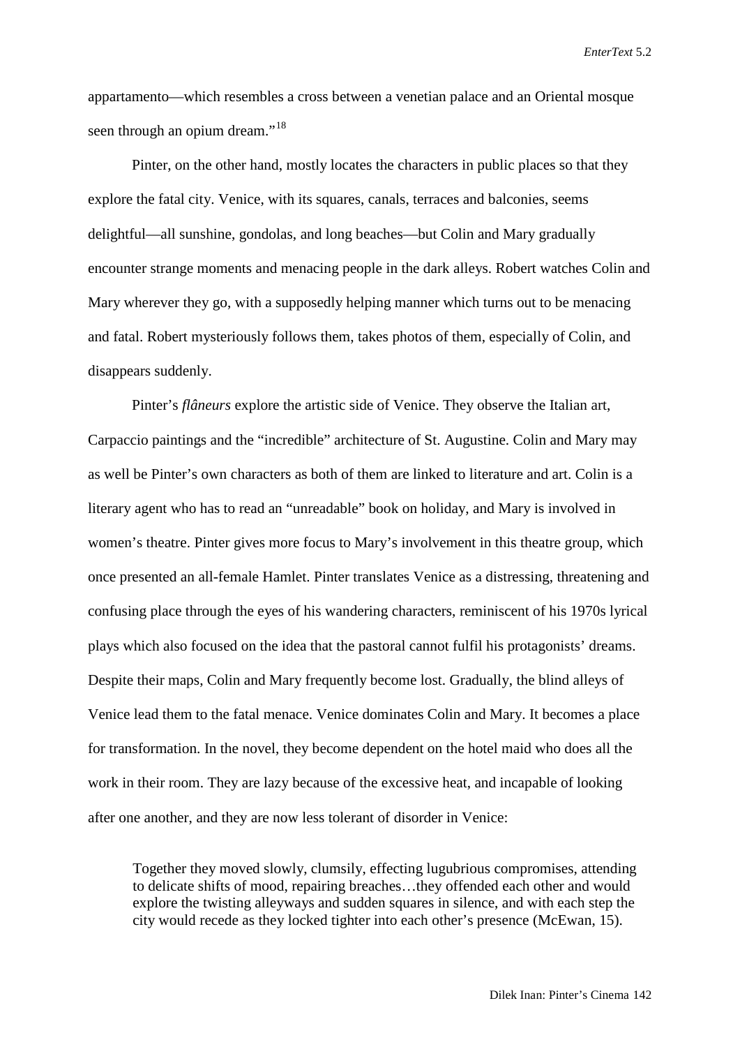appartamento—which resembles a cross between a venetian palace and an Oriental mosque seen through an opium dream."[18]

Pinter, on the other hand, mostly locates the characters in public places so that they explore the fatal city. Venice, with its squares, canals, terraces and balconies, seems delightful—all sunshine, gondolas, and long beaches—but Colin and Mary gradually encounter strange moments and menacing people in the dark alleys. Robert watches Colin and Mary wherever they go, with a supposedly helping manner which turns out to be menacing and fatal. Robert mysteriously follows them, takes photos of them, especially of Colin, and disappears suddenly.

Pinter's *flâneurs* explore the artistic side of Venice. They observe the Italian art, Carpaccio paintings and the "incredible" architecture of St. Augustine. Colin and Mary may as well be Pinter's own characters as both of them are linked to literature and art. Colin is a literary agent who has to read an "unreadable" book on holiday, and Mary is involved in women's theatre. Pinter gives more focus to Mary's involvement in this theatre group, which once presented an all-female Hamlet. Pinter translates Venice as a distressing, threatening and confusing place through the eyes of his wandering characters, reminiscent of his 1970s lyrical plays which also focused on the idea that the pastoral cannot fulfil his protagonists' dreams. Despite their maps, Colin and Mary frequently become lost. Gradually, the blind alleys of Venice lead them to the fatal menace. Venice dominates Colin and Mary. It becomes a place for transformation. In the novel, they become dependent on the hotel maid who does all the work in their room. They are lazy because of the excessive heat, and incapable of looking after one another, and they are now less tolerant of disorder in Venice:

> Together they moved slowly, clumsily, effecting lugubrious compromises, attending to delicate shifts of mood, repairing breaches…they offended each other and would explore the twisting alleyways and sudden squares in silence, and with each step the city would recede as they locked tighter into each other's presence (McEwan, 15).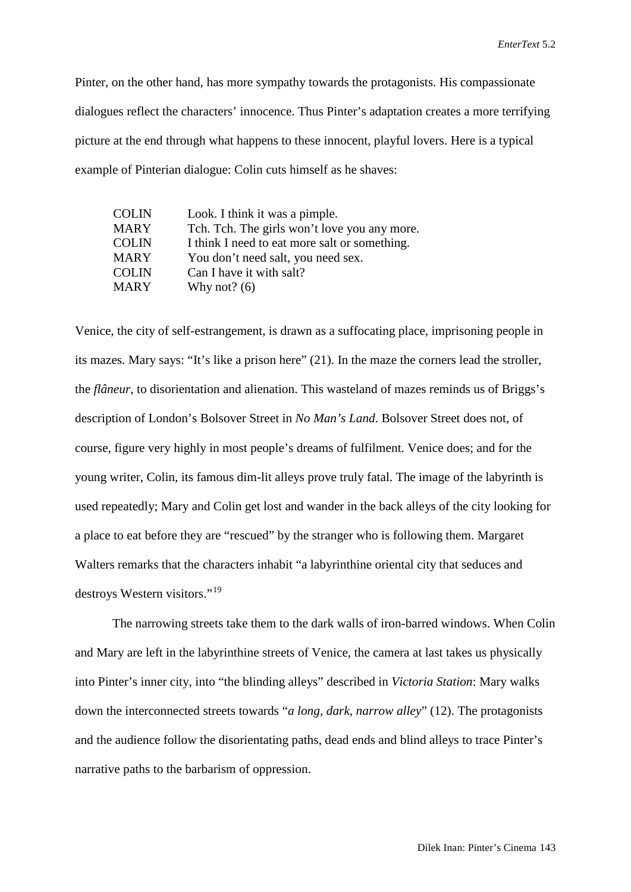Pinter, on the other hand, has more sympathy towards the protagonists. His compassionate dialogues reflect the characters' innocence. Thus Pinter's adaptation creates a more terrifying picture at the end through what happens to these innocent, playful lovers. Here is a typical example of Pinterian dialogue: Colin cuts himself as he shaves:

| | |
|---|---|
| COLIN | Look. I think it was a pimple. |
| MARY | Tch. Tch. The girls won't love you any more. |
| COLIN | I think I need to eat more salt or something. |
| MARY | You don't need salt, you need sex. |
| COLIN | Can I have it with salt? |
| MARY | Why not? (6) |

Venice, the city of self-estrangement, is drawn as a suffocating place, imprisoning people in its mazes. Mary says: "It's like a prison here" (21). In the maze the corners lead the stroller, the *flâneur*, to disorientation and alienation. This wasteland of mazes reminds us of Briggs's description of London's Bolsover Street in *No Man's Land*. Bolsover Street does not, of course, figure very highly in most people's dreams of fulfilment. Venice does; and for the young writer, Colin, its famous dim-lit alleys prove truly fatal. The image of the labyrinth is used repeatedly; Mary and Colin get lost and wander in the back alleys of the city looking for a place to eat before they are "rescued" by the stranger who is following them. Margaret Walters remarks that the characters inhabit "a labyrinthine oriental city that seduces and destroys Western visitors."[19]

The narrowing streets take them to the dark walls of iron-barred windows. When Colin and Mary are left in the labyrinthine streets of Venice, the camera at last takes us physically into Pinter's inner city, into "the blinding alleys" described in *Victoria Station*: Mary walks down the interconnected streets towards "*a long, dark, narrow alley*" (12). The protagonists and the audience follow the disorientating paths, dead ends and blind alleys to trace Pinter's narrative paths to the barbarism of oppression.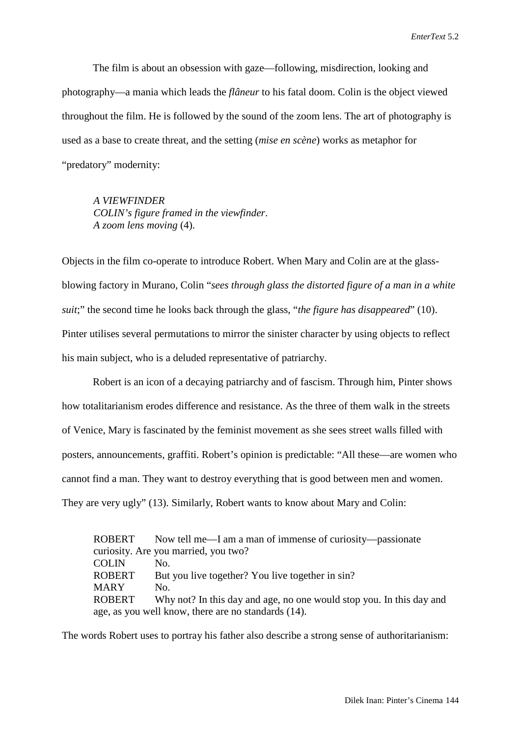The film is about an obsession with gaze—following, misdirection, looking and photography—a mania which leads the *flâneur* to his fatal doom. Colin is the object viewed throughout the film. He is followed by the sound of the zoom lens. The art of photography is used as a base to create threat, and the setting (*mise en scène*) works as metaphor for "predatory" modernity:

> *A VIEWFINDER*
> *COLIN's figure framed in the viewfinder*.
> *A zoom lens moving* (4).

Objects in the film co-operate to introduce Robert. When Mary and Colin are at the glass-blowing factory in Murano, Colin "*sees through glass the distorted figure of a man in a white suit*;" the second time he looks back through the glass, "*the figure has disappeared*" (10). Pinter utilises several permutations to mirror the sinister character by using objects to reflect his main subject, who is a deluded representative of patriarchy.

Robert is an icon of a decaying patriarchy and of fascism. Through him, Pinter shows how totalitarianism erodes difference and resistance. As the three of them walk in the streets of Venice, Mary is fascinated by the feminist movement as she sees street walls filled with posters, announcements, graffiti. Robert's opinion is predictable: "All these—are women who cannot find a man. They want to destroy everything that is good between men and women. They are very ugly" (13). Similarly, Robert wants to know about Mary and Colin:

> ROBERT Now tell me—I am a man of immense of curiosity—passionate curiosity. Are you married, you two?
> COLIN No.
> ROBERT But you live together? You live together in sin?
> MARY No.
> ROBERT Why not? In this day and age, no one would stop you. In this day and age, as you well know, there are no standards (14).

The words Robert uses to portray his father also describe a strong sense of authoritarianism: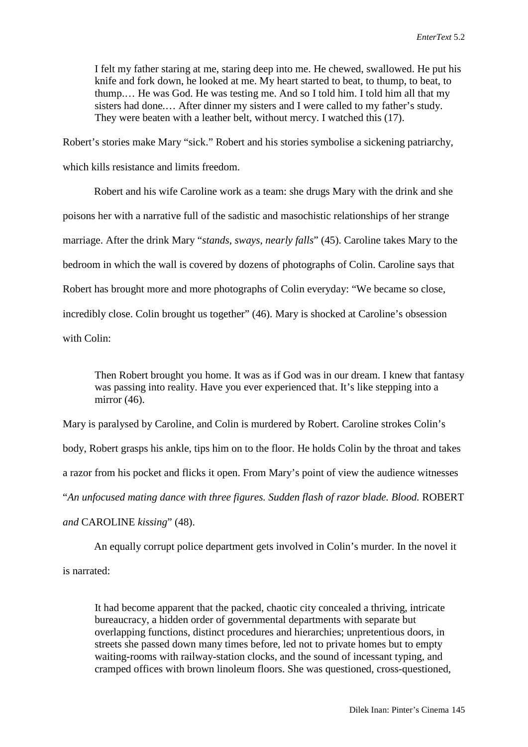> I felt my father staring at me, staring deep into me. He chewed, swallowed. He put his knife and fork down, he looked at me. My heart started to beat, to thump, to beat, to thump.… He was God. He was testing me. And so I told him. I told him all that my sisters had done.… After dinner my sisters and I were called to my father's study. They were beaten with a leather belt, without mercy. I watched this (17).

Robert's stories make Mary "sick." Robert and his stories symbolise a sickening patriarchy, which kills resistance and limits freedom.

Robert and his wife Caroline work as a team: she drugs Mary with the drink and she poisons her with a narrative full of the sadistic and masochistic relationships of her strange marriage. After the drink Mary "*stands, sways, nearly falls*" (45). Caroline takes Mary to the bedroom in which the wall is covered by dozens of photographs of Colin. Caroline says that Robert has brought more and more photographs of Colin everyday: "We became so close, incredibly close. Colin brought us together" (46). Mary is shocked at Caroline's obsession with Colin:

> Then Robert brought you home. It was as if God was in our dream. I knew that fantasy was passing into reality. Have you ever experienced that. It's like stepping into a mirror (46).

Mary is paralysed by Caroline, and Colin is murdered by Robert. Caroline strokes Colin's body, Robert grasps his ankle, tips him on to the floor. He holds Colin by the throat and takes a razor from his pocket and flicks it open. From Mary's point of view the audience witnesses "*An unfocused mating dance with three figures. Sudden flash of razor blade. Blood.* ROBERT *and* CAROLINE *kissing*" (48).

An equally corrupt police department gets involved in Colin's murder. In the novel it is narrated:

> It had become apparent that the packed, chaotic city concealed a thriving, intricate bureaucracy, a hidden order of governmental departments with separate but overlapping functions, distinct procedures and hierarchies; unpretentious doors, in streets she passed down many times before, led not to private homes but to empty waiting-rooms with railway-station clocks, and the sound of incessant typing, and cramped offices with brown linoleum floors. She was questioned, cross-questioned,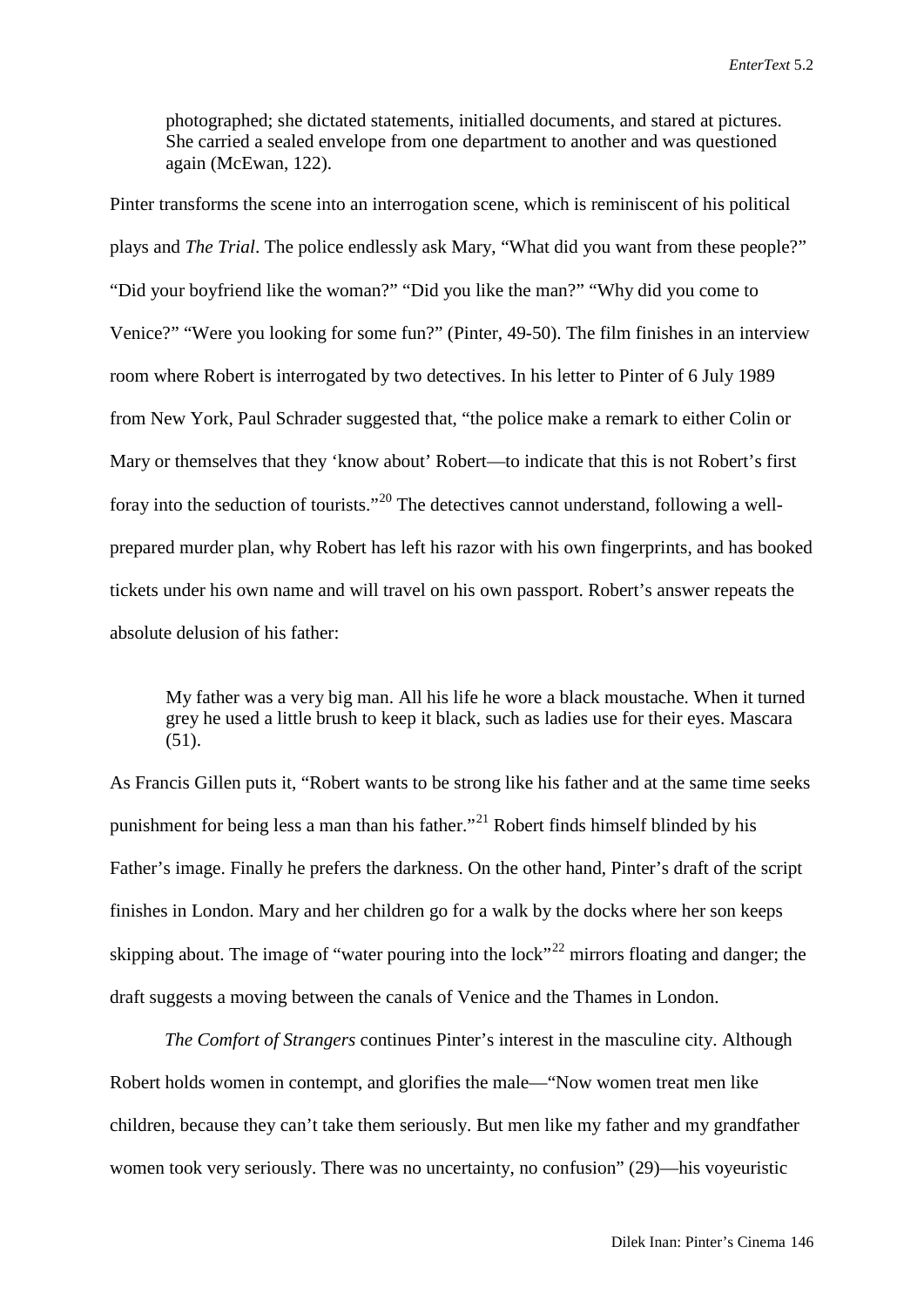> photographed; she dictated statements, initialled documents, and stared at pictures. She carried a sealed envelope from one department to another and was questioned again (McEwan, 122).

Pinter transforms the scene into an interrogation scene, which is reminiscent of his political plays and *The Trial*. The police endlessly ask Mary, "What did you want from these people?" "Did your boyfriend like the woman?" "Did you like the man?" "Why did you come to Venice?" "Were you looking for some fun?" (Pinter, 49-50). The film finishes in an interview room where Robert is interrogated by two detectives. In his letter to Pinter of 6 July 1989 from New York, Paul Schrader suggested that, "the police make a remark to either Colin or Mary or themselves that they 'know about' Robert—to indicate that this is not Robert's first foray into the seduction of tourists."[20] The detectives cannot understand, following a well-prepared murder plan, why Robert has left his razor with his own fingerprints, and has booked tickets under his own name and will travel on his own passport. Robert's answer repeats the absolute delusion of his father:

> My father was a very big man. All his life he wore a black moustache. When it turned grey he used a little brush to keep it black, such as ladies use for their eyes. Mascara (51).

As Francis Gillen puts it, "Robert wants to be strong like his father and at the same time seeks punishment for being less a man than his father."[21] Robert finds himself blinded by his Father's image. Finally he prefers the darkness. On the other hand, Pinter's draft of the script finishes in London. Mary and her children go for a walk by the docks where her son keeps skipping about. The image of "water pouring into the lock"[22] mirrors floating and danger; the draft suggests a moving between the canals of Venice and the Thames in London.

*The Comfort of Strangers* continues Pinter's interest in the masculine city. Although Robert holds women in contempt, and glorifies the male—"Now women treat men like children, because they can't take them seriously. But men like my father and my grandfather women took very seriously. There was no uncertainty, no confusion" (29)—his voyeuristic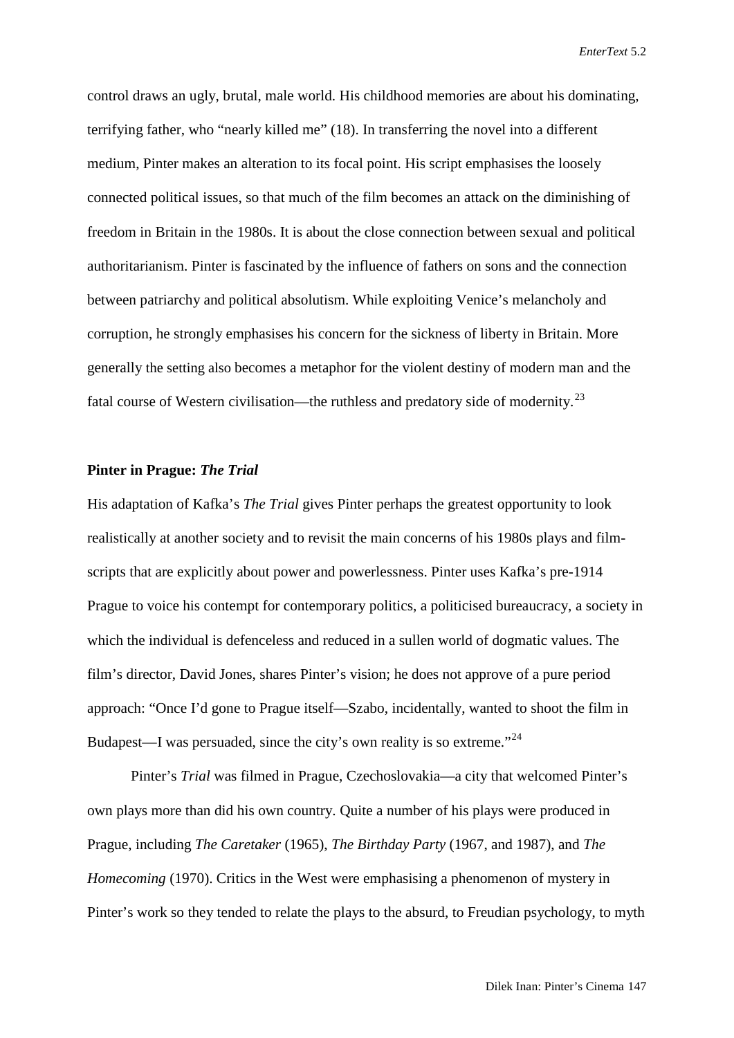control draws an ugly, brutal, male world. His childhood memories are about his dominating, terrifying father, who "nearly killed me" (18). In transferring the novel into a different medium, Pinter makes an alteration to its focal point. His script emphasises the loosely connected political issues, so that much of the film becomes an attack on the diminishing of freedom in Britain in the 1980s. It is about the close connection between sexual and political authoritarianism. Pinter is fascinated by the influence of fathers on sons and the connection between patriarchy and political absolutism. While exploiting Venice's melancholy and corruption, he strongly emphasises his concern for the sickness of liberty in Britain. More generally the setting also becomes a metaphor for the violent destiny of modern man and the fatal course of Western civilisation—the ruthless and predatory side of modernity.[23]

### Pinter in Prague: *The Trial*

His adaptation of Kafka's *The Trial* gives Pinter perhaps the greatest opportunity to look realistically at another society and to revisit the main concerns of his 1980s plays and film-scripts that are explicitly about power and powerlessness. Pinter uses Kafka's pre-1914 Prague to voice his contempt for contemporary politics, a politicised bureaucracy, a society in which the individual is defenceless and reduced in a sullen world of dogmatic values. The film's director, David Jones, shares Pinter's vision; he does not approve of a pure period approach: "Once I'd gone to Prague itself—Szabo, incidentally, wanted to shoot the film in Budapest—I was persuaded, since the city's own reality is so extreme."[24]

Pinter's *Trial* was filmed in Prague, Czechoslovakia—a city that welcomed Pinter's own plays more than did his own country. Quite a number of his plays were produced in Prague, including *The Caretaker* (1965), *The Birthday Party* (1967, and 1987), and *The Homecoming* (1970). Critics in the West were emphasising a phenomenon of mystery in Pinter's work so they tended to relate the plays to the absurd, to Freudian psychology, to myth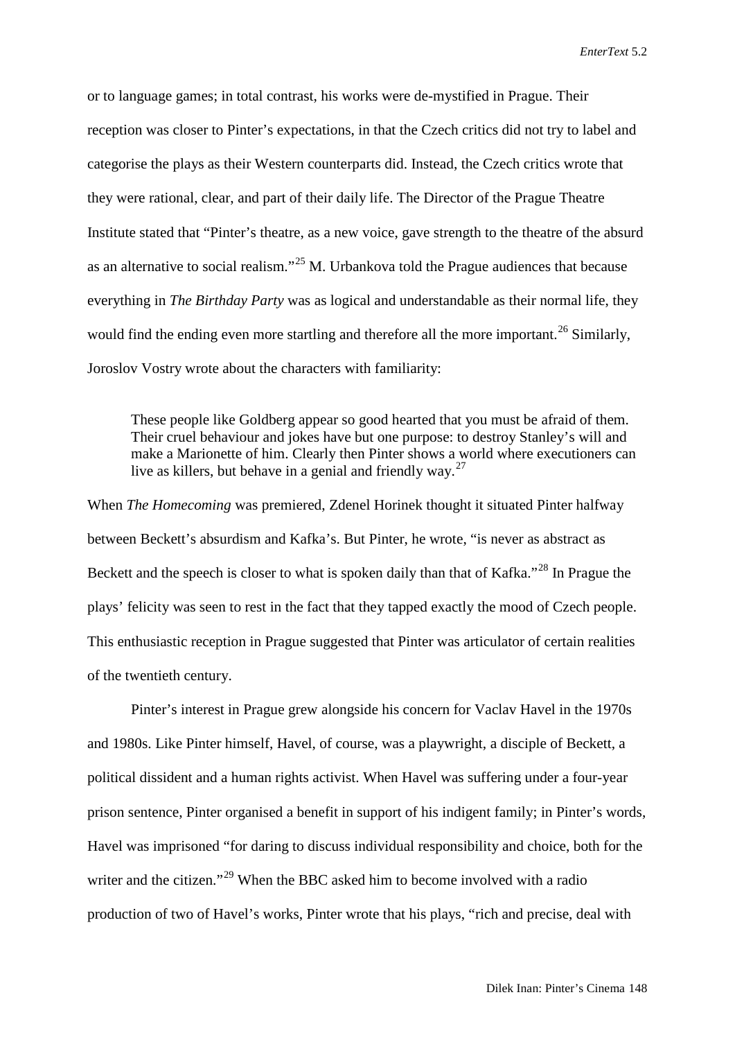or to language games; in total contrast, his works were de-mystified in Prague. Their reception was closer to Pinter's expectations, in that the Czech critics did not try to label and categorise the plays as their Western counterparts did. Instead, the Czech critics wrote that they were rational, clear, and part of their daily life. The Director of the Prague Theatre Institute stated that "Pinter's theatre, as a new voice, gave strength to the theatre of the absurd as an alternative to social realism."[25] M. Urbankova told the Prague audiences that because everything in *The Birthday Party* was as logical and understandable as their normal life, they would find the ending even more startling and therefore all the more important.[26] Similarly, Joroslov Vostry wrote about the characters with familiarity:

> These people like Goldberg appear so good hearted that you must be afraid of them. Their cruel behaviour and jokes have but one purpose: to destroy Stanley's will and make a Marionette of him. Clearly then Pinter shows a world where executioners can live as killers, but behave in a genial and friendly way.[27]

When *The Homecoming* was premiered, Zdenel Horinek thought it situated Pinter halfway between Beckett's absurdism and Kafka's. But Pinter, he wrote, "is never as abstract as Beckett and the speech is closer to what is spoken daily than that of Kafka."[28] In Prague the plays' felicity was seen to rest in the fact that they tapped exactly the mood of Czech people. This enthusiastic reception in Prague suggested that Pinter was articulator of certain realities of the twentieth century.

Pinter's interest in Prague grew alongside his concern for Vaclav Havel in the 1970s and 1980s. Like Pinter himself, Havel, of course, was a playwright, a disciple of Beckett, a political dissident and a human rights activist. When Havel was suffering under a four-year prison sentence, Pinter organised a benefit in support of his indigent family; in Pinter's words, Havel was imprisoned "for daring to discuss individual responsibility and choice, both for the writer and the citizen."[29] When the BBC asked him to become involved with a radio production of two of Havel's works, Pinter wrote that his plays, "rich and precise, deal with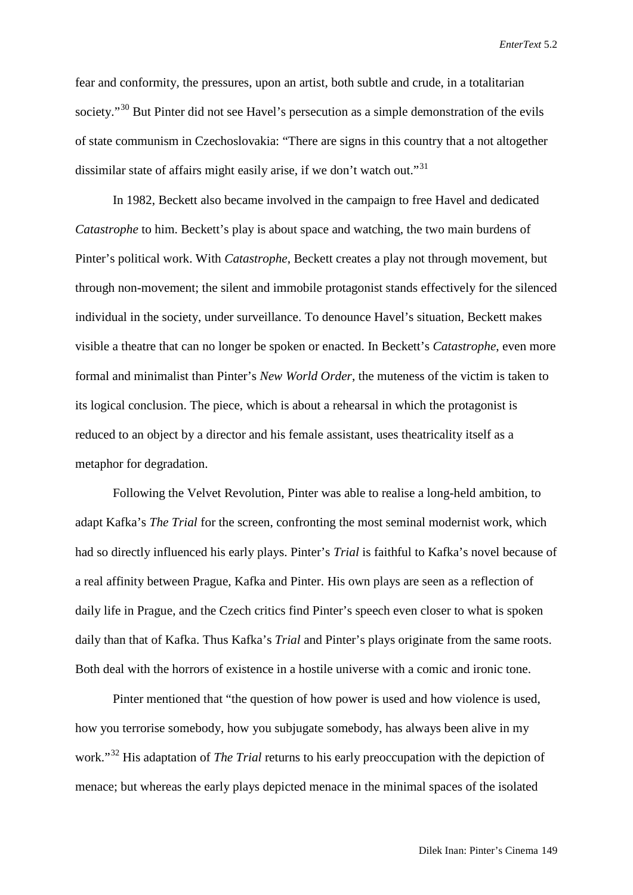fear and conformity, the pressures, upon an artist, both subtle and crude, in a totalitarian society."[30] But Pinter did not see Havel's persecution as a simple demonstration of the evils of state communism in Czechoslovakia: "There are signs in this country that a not altogether dissimilar state of affairs might easily arise, if we don't watch out."[31]

In 1982, Beckett also became involved in the campaign to free Havel and dedicated *Catastrophe* to him. Beckett's play is about space and watching, the two main burdens of Pinter's political work. With *Catastrophe*, Beckett creates a play not through movement, but through non-movement; the silent and immobile protagonist stands effectively for the silenced individual in the society, under surveillance. To denounce Havel's situation, Beckett makes visible a theatre that can no longer be spoken or enacted. In Beckett's *Catastrophe*, even more formal and minimalist than Pinter's *New World Order*, the muteness of the victim is taken to its logical conclusion. The piece, which is about a rehearsal in which the protagonist is reduced to an object by a director and his female assistant, uses theatricality itself as a metaphor for degradation.

Following the Velvet Revolution, Pinter was able to realise a long-held ambition, to adapt Kafka's *The Trial* for the screen, confronting the most seminal modernist work, which had so directly influenced his early plays. Pinter's *Trial* is faithful to Kafka's novel because of a real affinity between Prague, Kafka and Pinter. His own plays are seen as a reflection of daily life in Prague, and the Czech critics find Pinter's speech even closer to what is spoken daily than that of Kafka. Thus Kafka's *Trial* and Pinter's plays originate from the same roots. Both deal with the horrors of existence in a hostile universe with a comic and ironic tone.

Pinter mentioned that "the question of how power is used and how violence is used, how you terrorise somebody, how you subjugate somebody, has always been alive in my work."[32] His adaptation of *The Trial* returns to his early preoccupation with the depiction of menace; but whereas the early plays depicted menace in the minimal spaces of the isolated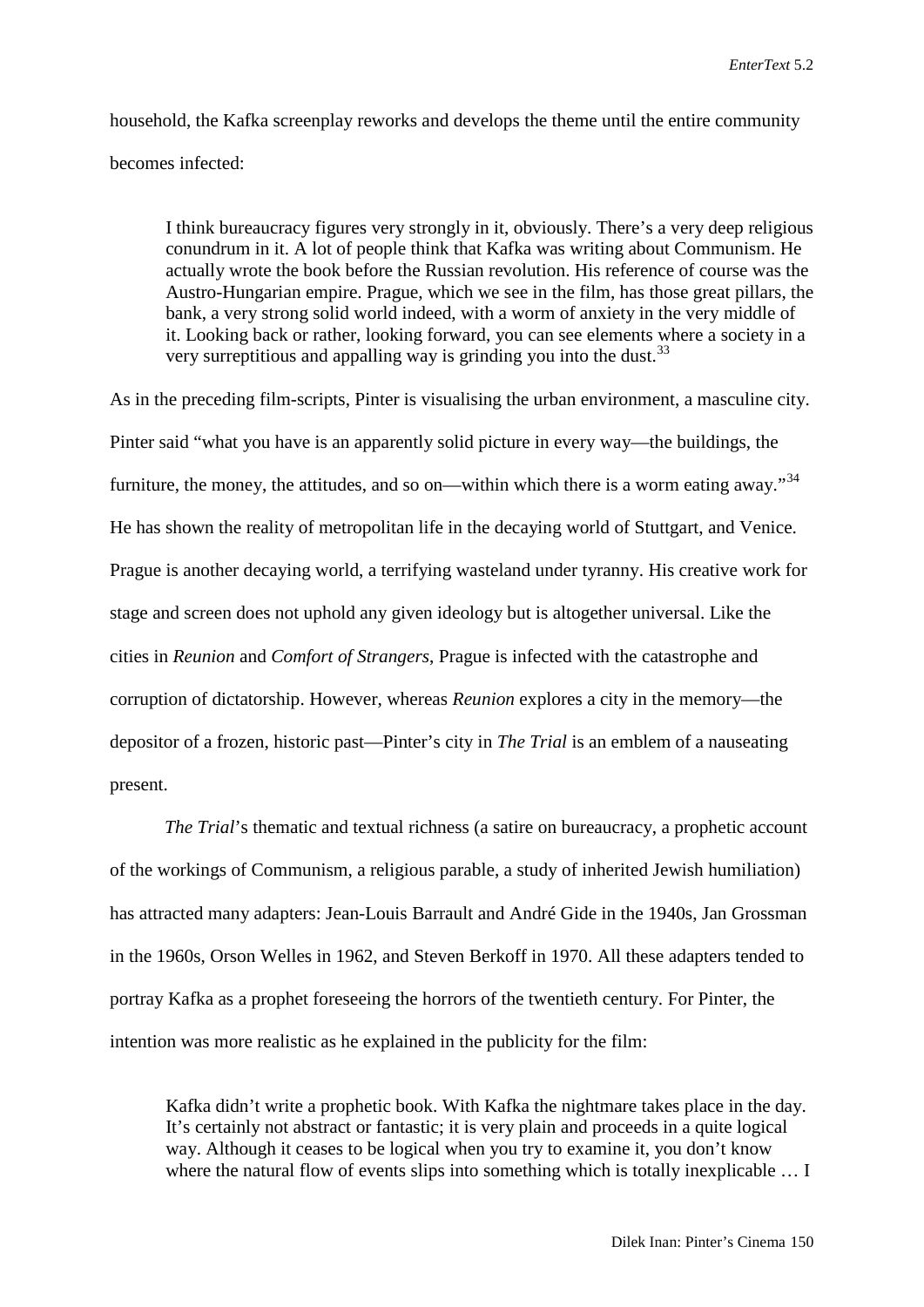household, the Kafka screenplay reworks and develops the theme until the entire community becomes infected:

> I think bureaucracy figures very strongly in it, obviously. There's a very deep religious conundrum in it. A lot of people think that Kafka was writing about Communism. He actually wrote the book before the Russian revolution. His reference of course was the Austro-Hungarian empire. Prague, which we see in the film, has those great pillars, the bank, a very strong solid world indeed, with a worm of anxiety in the very middle of it. Looking back or rather, looking forward, you can see elements where a society in a very surreptitious and appalling way is grinding you into the dust.[33]

As in the preceding film-scripts, Pinter is visualising the urban environment, a masculine city. Pinter said "what you have is an apparently solid picture in every way—the buildings, the furniture, the money, the attitudes, and so on—within which there is a worm eating away."[34] He has shown the reality of metropolitan life in the decaying world of Stuttgart, and Venice. Prague is another decaying world, a terrifying wasteland under tyranny. His creative work for stage and screen does not uphold any given ideology but is altogether universal. Like the cities in *Reunion* and *Comfort of Strangers*, Prague is infected with the catastrophe and corruption of dictatorship. However, whereas *Reunion* explores a city in the memory—the depositor of a frozen, historic past—Pinter's city in *The Trial* is an emblem of a nauseating present.

*The Trial*'s thematic and textual richness (a satire on bureaucracy, a prophetic account of the workings of Communism, a religious parable, a study of inherited Jewish humiliation) has attracted many adapters: Jean-Louis Barrault and André Gide in the 1940s, Jan Grossman in the 1960s, Orson Welles in 1962, and Steven Berkoff in 1970. All these adapters tended to portray Kafka as a prophet foreseeing the horrors of the twentieth century. For Pinter, the intention was more realistic as he explained in the publicity for the film:

> Kafka didn't write a prophetic book. With Kafka the nightmare takes place in the day. It's certainly not abstract or fantastic; it is very plain and proceeds in a quite logical way. Although it ceases to be logical when you try to examine it, you don't know where the natural flow of events slips into something which is totally inexplicable … I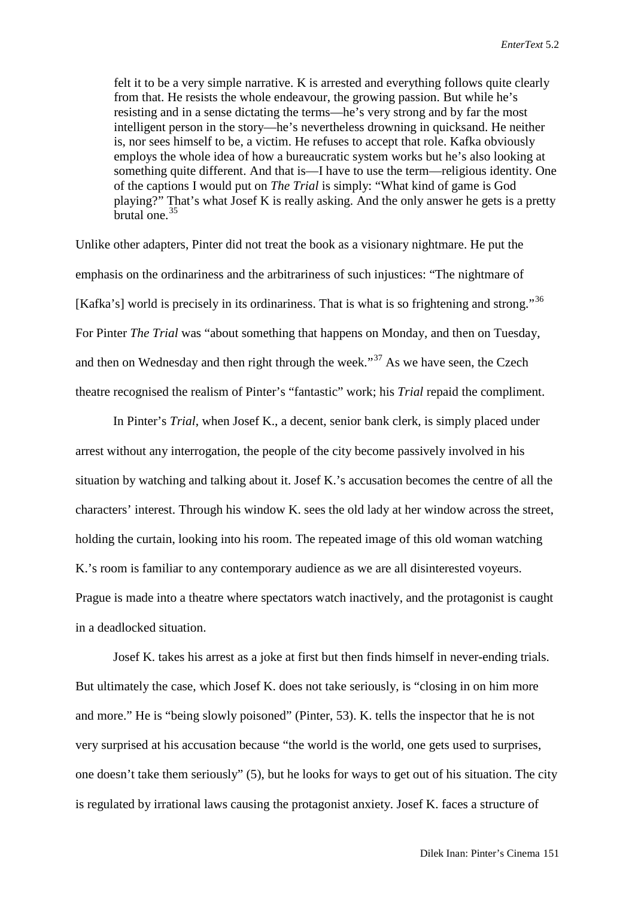> felt it to be a very simple narrative. K is arrested and everything follows quite clearly from that. He resists the whole endeavour, the growing passion. But while he's resisting and in a sense dictating the terms—he's very strong and by far the most intelligent person in the story—he's nevertheless drowning in quicksand. He neither is, nor sees himself to be, a victim. He refuses to accept that role. Kafka obviously employs the whole idea of how a bureaucratic system works but he's also looking at something quite different. And that is—I have to use the term—religious identity. One of the captions I would put on *The Trial* is simply: "What kind of game is God playing?" That's what Josef K is really asking. And the only answer he gets is a pretty brutal one.[35]

Unlike other adapters, Pinter did not treat the book as a visionary nightmare. He put the emphasis on the ordinariness and the arbitrariness of such injustices: "The nightmare of [Kafka's] world is precisely in its ordinariness. That is what is so frightening and strong."[36] For Pinter *The Trial* was "about something that happens on Monday, and then on Tuesday, and then on Wednesday and then right through the week."[37] As we have seen, the Czech theatre recognised the realism of Pinter's "fantastic" work; his *Trial* repaid the compliment.

In Pinter's *Trial*, when Josef K., a decent, senior bank clerk, is simply placed under arrest without any interrogation, the people of the city become passively involved in his situation by watching and talking about it. Josef K.'s accusation becomes the centre of all the characters' interest. Through his window K. sees the old lady at her window across the street, holding the curtain, looking into his room. The repeated image of this old woman watching K.'s room is familiar to any contemporary audience as we are all disinterested voyeurs. Prague is made into a theatre where spectators watch inactively, and the protagonist is caught in a deadlocked situation.

Josef K. takes his arrest as a joke at first but then finds himself in never-ending trials. But ultimately the case, which Josef K. does not take seriously, is "closing in on him more and more." He is "being slowly poisoned" (Pinter, 53). K. tells the inspector that he is not very surprised at his accusation because "the world is the world, one gets used to surprises, one doesn't take them seriously" (5), but he looks for ways to get out of his situation. The city is regulated by irrational laws causing the protagonist anxiety. Josef K. faces a structure of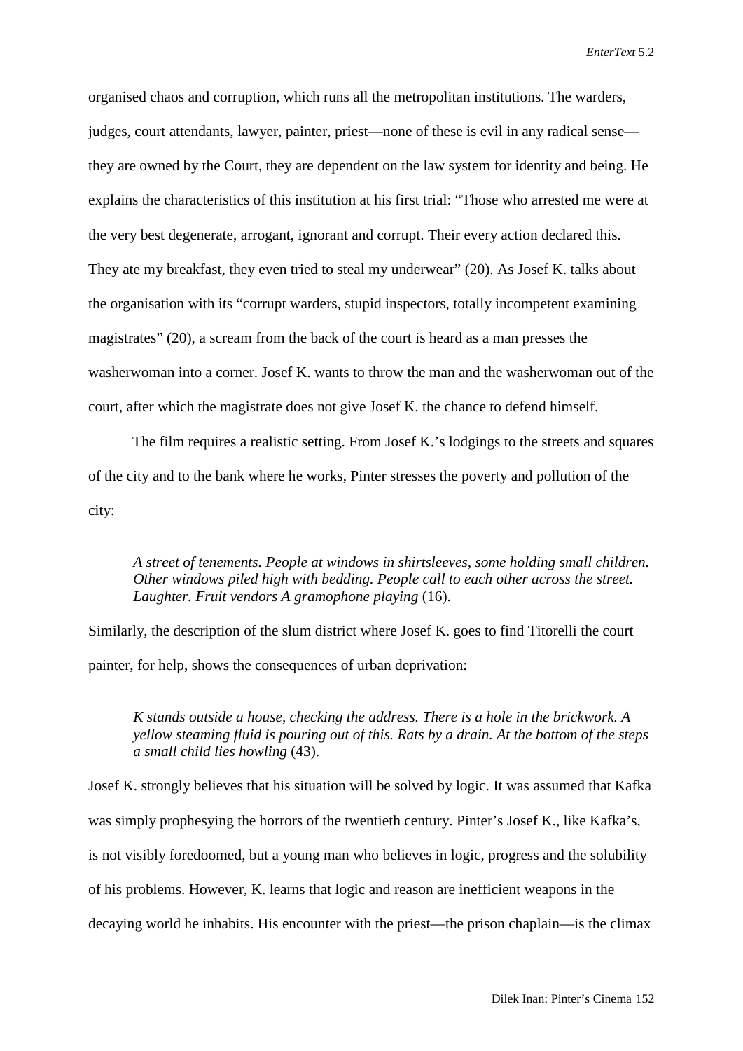organised chaos and corruption, which runs all the metropolitan institutions. The warders, judges, court attendants, lawyer, painter, priest—none of these is evil in any radical sense—they are owned by the Court, they are dependent on the law system for identity and being. He explains the characteristics of this institution at his first trial: "Those who arrested me were at the very best degenerate, arrogant, ignorant and corrupt. Their every action declared this. They ate my breakfast, they even tried to steal my underwear" (20). As Josef K. talks about the organisation with its "corrupt warders, stupid inspectors, totally incompetent examining magistrates" (20), a scream from the back of the court is heard as a man presses the washerwoman into a corner. Josef K. wants to throw the man and the washerwoman out of the court, after which the magistrate does not give Josef K. the chance to defend himself.

The film requires a realistic setting. From Josef K.'s lodgings to the streets and squares of the city and to the bank where he works, Pinter stresses the poverty and pollution of the city:

> *A street of tenements. People at windows in shirtsleeves, some holding small children. Other windows piled high with bedding. People call to each other across the street. Laughter. Fruit vendors A gramophone playing* (16).

Similarly, the description of the slum district where Josef K. goes to find Titorelli the court painter, for help, shows the consequences of urban deprivation:

> *K stands outside a house, checking the address. There is a hole in the brickwork. A yellow steaming fluid is pouring out of this. Rats by a drain. At the bottom of the steps a small child lies howling* (43).

Josef K. strongly believes that his situation will be solved by logic. It was assumed that Kafka was simply prophesying the horrors of the twentieth century. Pinter's Josef K., like Kafka's, is not visibly foredoomed, but a young man who believes in logic, progress and the solubility of his problems. However, K. learns that logic and reason are inefficient weapons in the decaying world he inhabits. His encounter with the priest—the prison chaplain—is the climax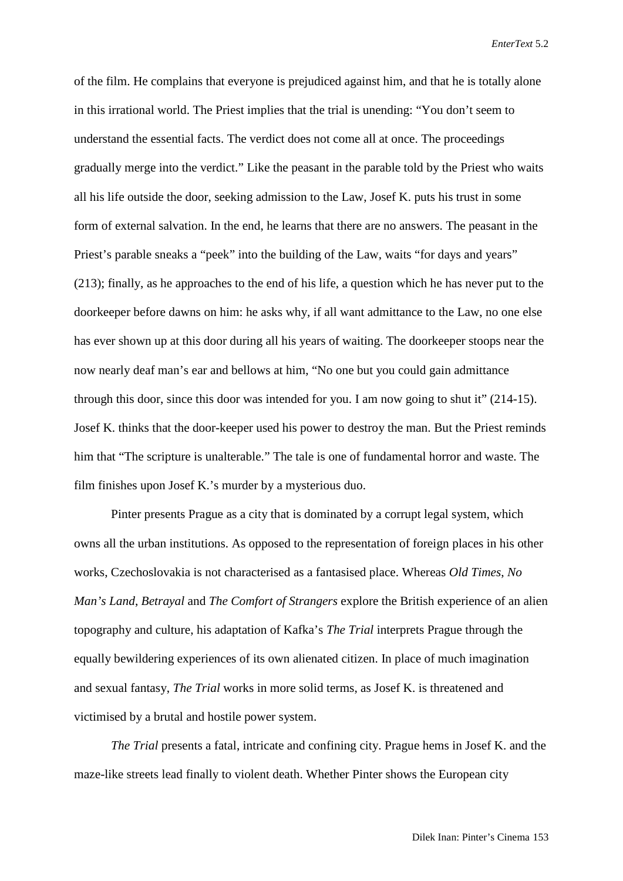of the film. He complains that everyone is prejudiced against him, and that he is totally alone in this irrational world. The Priest implies that the trial is unending: "You don't seem to understand the essential facts. The verdict does not come all at once. The proceedings gradually merge into the verdict." Like the peasant in the parable told by the Priest who waits all his life outside the door, seeking admission to the Law, Josef K. puts his trust in some form of external salvation. In the end, he learns that there are no answers. The peasant in the Priest's parable sneaks a "peek" into the building of the Law, waits "for days and years" (213); finally, as he approaches to the end of his life, a question which he has never put to the doorkeeper before dawns on him: he asks why, if all want admittance to the Law, no one else has ever shown up at this door during all his years of waiting. The doorkeeper stoops near the now nearly deaf man's ear and bellows at him, "No one but you could gain admittance through this door, since this door was intended for you. I am now going to shut it" (214-15). Josef K. thinks that the door-keeper used his power to destroy the man. But the Priest reminds him that "The scripture is unalterable." The tale is one of fundamental horror and waste. The film finishes upon Josef K.'s murder by a mysterious duo.

Pinter presents Prague as a city that is dominated by a corrupt legal system, which owns all the urban institutions. As opposed to the representation of foreign places in his other works, Czechoslovakia is not characterised as a fantasised place. Whereas *Old Times*, *No Man's Land*, *Betrayal* and *The Comfort of Strangers* explore the British experience of an alien topography and culture, his adaptation of Kafka's *The Trial* interprets Prague through the equally bewildering experiences of its own alienated citizen. In place of much imagination and sexual fantasy, *The Trial* works in more solid terms, as Josef K. is threatened and victimised by a brutal and hostile power system.

*The Trial* presents a fatal, intricate and confining city. Prague hems in Josef K. and the maze-like streets lead finally to violent death. Whether Pinter shows the European city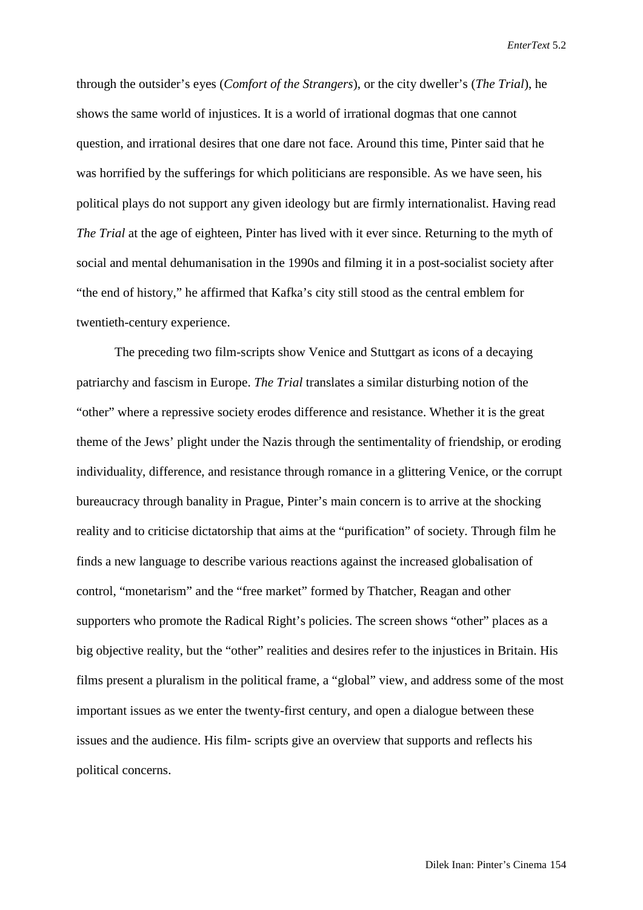through the outsider's eyes (*Comfort of the Strangers*), or the city dweller's (*The Trial*), he shows the same world of injustices. It is a world of irrational dogmas that one cannot question, and irrational desires that one dare not face. Around this time, Pinter said that he was horrified by the sufferings for which politicians are responsible. As we have seen, his political plays do not support any given ideology but are firmly internationalist. Having read *The Trial* at the age of eighteen, Pinter has lived with it ever since. Returning to the myth of social and mental dehumanisation in the 1990s and filming it in a post-socialist society after "the end of history," he affirmed that Kafka's city still stood as the central emblem for twentieth-century experience.

The preceding two film-scripts show Venice and Stuttgart as icons of a decaying patriarchy and fascism in Europe. *The Trial* translates a similar disturbing notion of the "other" where a repressive society erodes difference and resistance. Whether it is the great theme of the Jews' plight under the Nazis through the sentimentality of friendship, or eroding individuality, difference, and resistance through romance in a glittering Venice, or the corrupt bureaucracy through banality in Prague, Pinter's main concern is to arrive at the shocking reality and to criticise dictatorship that aims at the "purification" of society. Through film he finds a new language to describe various reactions against the increased globalisation of control, "monetarism" and the "free market" formed by Thatcher, Reagan and other supporters who promote the Radical Right's policies. The screen shows "other" places as a big objective reality, but the "other" realities and desires refer to the injustices in Britain. His films present a pluralism in the political frame, a "global" view, and address some of the most important issues as we enter the twenty-first century, and open a dialogue between these issues and the audience. His film- scripts give an overview that supports and reflects his political concerns.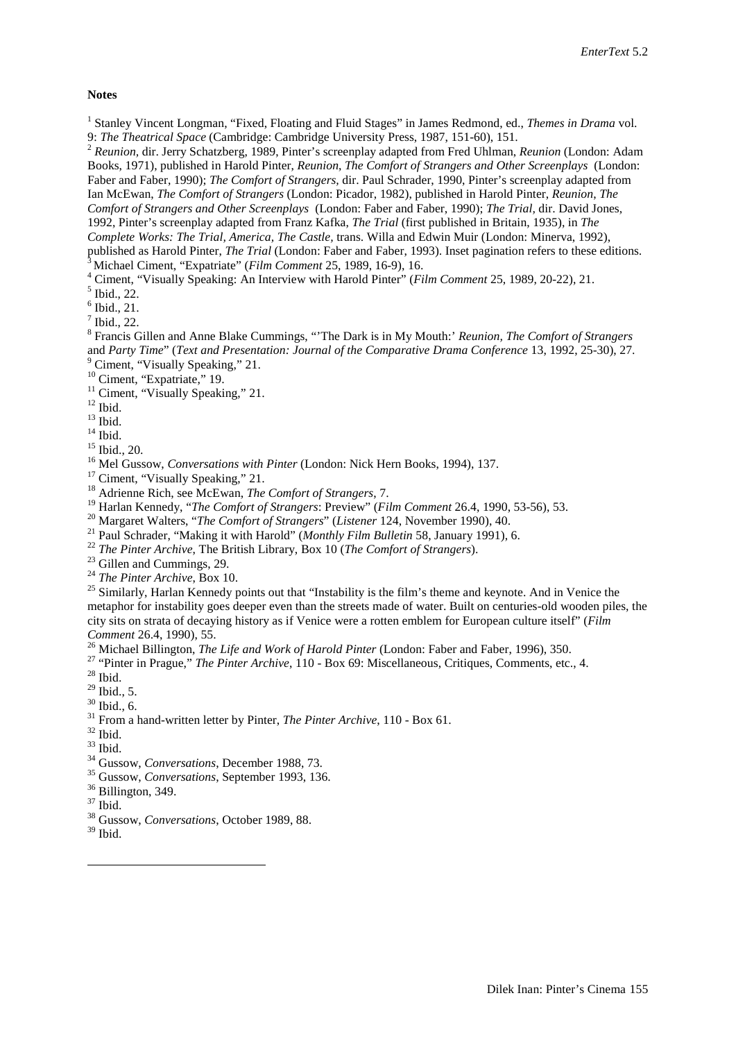**Notes**

[1] Stanley Vincent Longman, "Fixed, Floating and Fluid Stages" in James Redmond, ed., *Themes in Drama* vol. 9: *The Theatrical Space* (Cambridge: Cambridge University Press, 1987, 151-60), 151.

[2] *Reunion*, dir. Jerry Schatzberg, 1989, Pinter's screenplay adapted from Fred Uhlman, *Reunion* (London: Adam Books, 1971), published in Harold Pinter, *Reunion, The Comfort of Strangers and Other Screenplays* (London: Faber and Faber, 1990); *The Comfort of Strangers*, dir. Paul Schrader, 1990, Pinter's screenplay adapted from Ian McEwan, *The Comfort of Strangers* (London: Picador, 1982), published in Harold Pinter, *Reunion, The Comfort of Strangers and Other Screenplays* (London: Faber and Faber, 1990); *The Trial*, dir. David Jones, 1992, Pinter's screenplay adapted from Franz Kafka, *The Trial* (first published in Britain, 1935), in *The Complete Works: The Trial, America, The Castle*, trans. Willa and Edwin Muir (London: Minerva, 1992), published as Harold Pinter, *The Trial* (London: Faber and Faber, 1993). Inset pagination refers to these editions.

[3] Michael Ciment, "Expatriate" (*Film Comment* 25, 1989, 16-9), 16.

[4] Ciment, "Visually Speaking: An Interview with Harold Pinter" (*Film Comment* 25, 1989, 20-22), 21.

[5] Ibid., 22.

[6] Ibid., 21.

[7] Ibid., 22.

[8] Francis Gillen and Anne Blake Cummings, "'The Dark is in My Mouth:' *Reunion, The Comfort of Strangers* and *Party Time*" (*Text and Presentation: Journal of the Comparative Drama Conference* 13, 1992, 25-30), 27.

[9] Ciment, "Visually Speaking," 21.

[10] Ciment, "Expatriate," 19.

[11] Ciment, "Visually Speaking," 21.

[12] Ibid.

[13] Ibid.

[14] Ibid.

[15] Ibid., 20.

[16] Mel Gussow, *Conversations with Pinter* (London: Nick Hern Books, 1994), 137.

[17] Ciment, "Visually Speaking," 21.

[18] Adrienne Rich, see McEwan, *The Comfort of Strangers*, 7.

[19] Harlan Kennedy, "*The Comfort of Strangers*: Preview" (*Film Comment* 26.4, 1990, 53-56), 53.

[20] Margaret Walters, "*The Comfort of Strangers*" (*Listener* 124, November 1990), 40.

[21] Paul Schrader, "Making it with Harold" (*Monthly Film Bulletin* 58, January 1991), 6.

[22] *The Pinter Archive*, The British Library, Box 10 (*The Comfort of Strangers*).

[23] Gillen and Cummings, 29.

[24] *The Pinter Archive*, Box 10.

[25] Similarly, Harlan Kennedy points out that "Instability is the film's theme and keynote. And in Venice the metaphor for instability goes deeper even than the streets made of water. Built on centuries-old wooden piles, the city sits on strata of decaying history as if Venice were a rotten emblem for European culture itself" (*Film Comment* 26.4, 1990), 55.

[26] Michael Billington, *The Life and Work of Harold Pinter* (London: Faber and Faber, 1996), 350.

[27] "Pinter in Prague," *The Pinter Archive*, 110 - Box 69: Miscellaneous, Critiques, Comments, etc., 4.

[28] Ibid.

[29] Ibid., 5.

[30] Ibid., 6.

[31] From a hand-written letter by Pinter, *The Pinter Archive*, 110 - Box 61.

[32] Ibid.

[33] Ibid.

[34] Gussow, *Conversations*, December 1988, 73.

[35] Gussow, *Conversations*, September 1993, 136.

[36] Billington, 349.

[37] Ibid.

[38] Gussow, *Conversations*, October 1989, 88.

[39] Ibid.